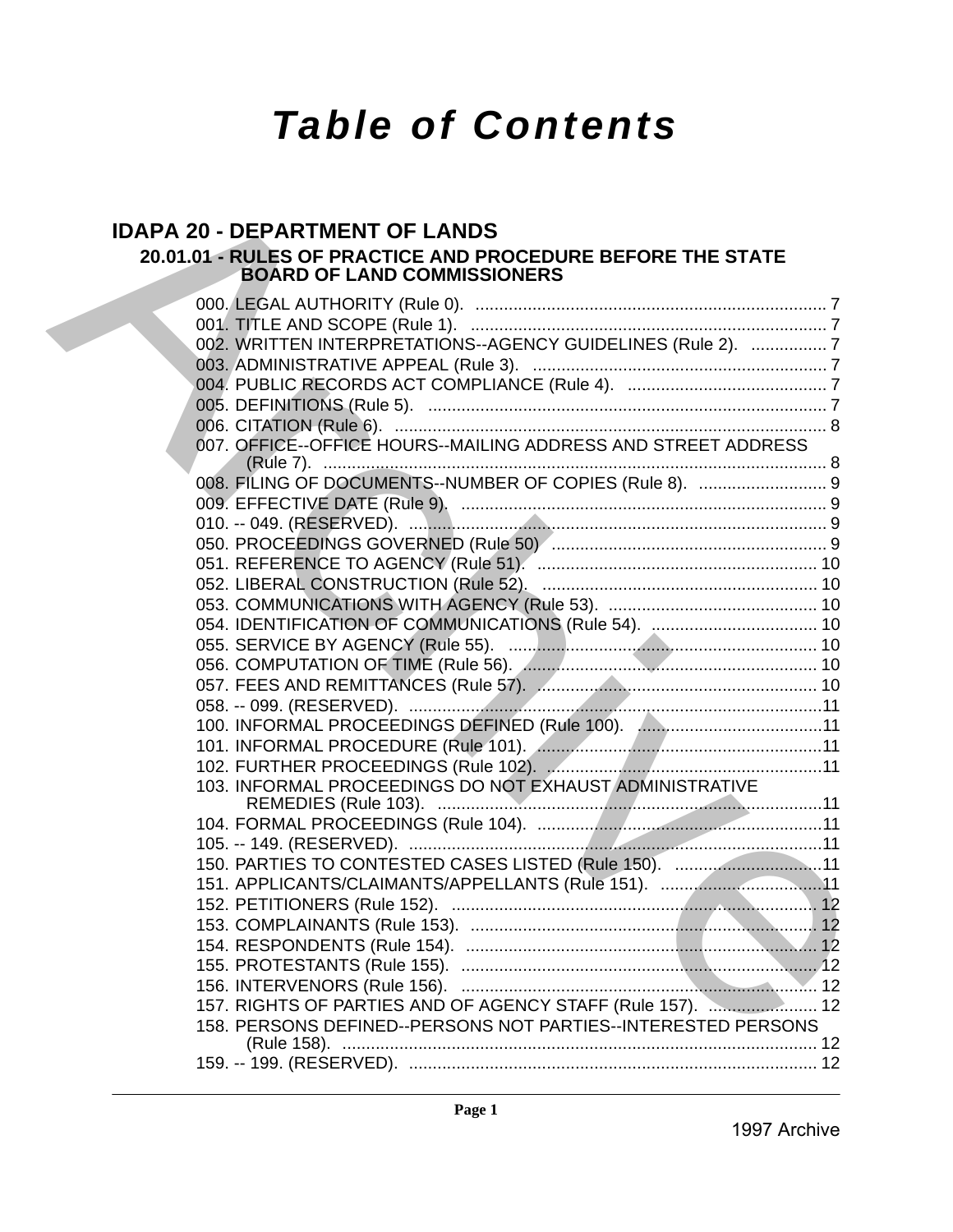# Table of Contents

## IDAPA 20 - DEPARTMENT OF LANDS

### 20.01.01 - RULES OF PRACTICE AND PROCEDURE BEFORE THE STATE BOARD OF LAND COMMISSIONERS

000. LEGAL AUTHORITY (Rule 0). .......... 7
001. TITLE AND SCOPE (Rule 1). .......... 7
002. WRITTEN INTERPRETATIONS--AGENCY GUIDELINES (Rule 2). .......... 7
003. ADMINISTRATIVE APPEAL (Rule 3). .......... 7
004. PUBLIC RECORDS ACT COMPLIANCE (Rule 4). .......... 7
005. DEFINITIONS (Rule 5). .......... 7
006. CITATION (Rule 6). .......... 8
007. OFFICE--OFFICE HOURS--MAILING ADDRESS AND STREET ADDRESS (Rule 7). .......... 8
008. FILING OF DOCUMENTS--NUMBER OF COPIES (Rule 8). .......... 9
009. EFFECTIVE DATE (Rule 9). .......... 9
010. -- 049. (RESERVED). .......... 9
050. PROCEEDINGS GOVERNED (Rule 50) .......... 9
051. REFERENCE TO AGENCY (Rule 51). .......... 10
052. LIBERAL CONSTRUCTION (Rule 52). .......... 10
053. COMMUNICATIONS WITH AGENCY (Rule 53). .......... 10
054. IDENTIFICATION OF COMMUNICATIONS (Rule 54). .......... 10
055. SERVICE BY AGENCY (Rule 55). .......... 10
056. COMPUTATION OF TIME (Rule 56). .......... 10
057. FEES AND REMITTANCES (Rule 57). .......... 10
058. -- 099. (RESERVED). .......... 11
100. INFORMAL PROCEEDINGS DEFINED (Rule 100). .......... 11
101. INFORMAL PROCEDURE (Rule 101). .......... 11
102. FURTHER PROCEEDINGS (Rule 102). .......... 11
103. INFORMAL PROCEEDINGS DO NOT EXHAUST ADMINISTRATIVE REMEDIES (Rule 103). .......... 11
104. FORMAL PROCEEDINGS (Rule 104). .......... 11
105. -- 149. (RESERVED). .......... 11
150. PARTIES TO CONTESTED CASES LISTED (Rule 150). .......... 11
151. APPLICANTS/CLAIMANTS/APPELLANTS (Rule 151). .......... 11
152. PETITIONERS (Rule 152). .......... 12
153. COMPLAINANTS (Rule 153). .......... 12
154. RESPONDENTS (Rule 154). .......... 12
155. PROTESTANTS (Rule 155). .......... 12
156. INTERVENORS (Rule 156). .......... 12
157. RIGHTS OF PARTIES AND OF AGENCY STAFF (Rule 157). .......... 12
158. PERSONS DEFINED--PERSONS NOT PARTIES--INTERESTED PERSONS (Rule 158). .......... 12
159. -- 199. (RESERVED). .......... 12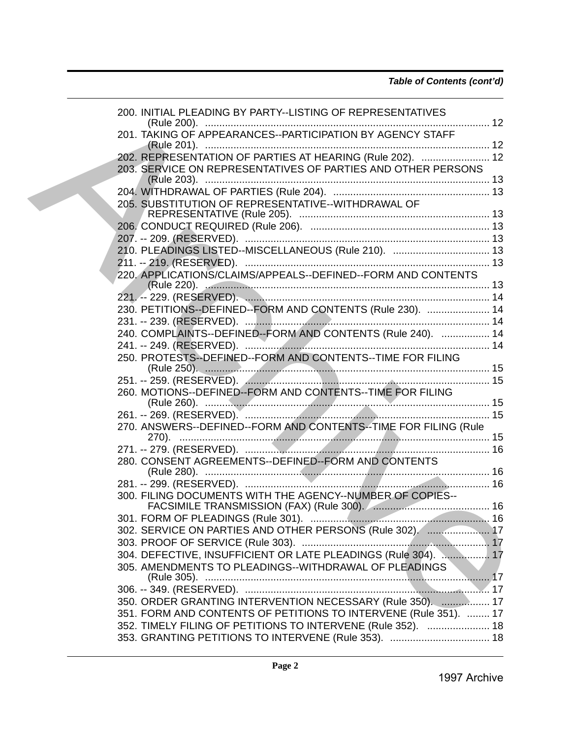200. INITIAL PLEADING BY PARTY--LISTING OF REPRESENTATIVES (Rule 200). ..................... 12
201. TAKING OF APPEARANCES--PARTICIPATION BY AGENCY STAFF (Rule 201). ..................... 12
202. REPRESENTATION OF PARTIES AT HEARING (Rule 202). ..................... 12
203. SERVICE ON REPRESENTATIVES OF PARTIES AND OTHER PERSONS (Rule 203). ..................... 13
204. WITHDRAWAL OF PARTIES (Rule 204). ..................... 13
205. SUBSTITUTION OF REPRESENTATIVE--WITHDRAWAL OF REPRESENTATIVE (Rule 205). ..................... 13
206. CONDUCT REQUIRED (Rule 206). ..................... 13
207. -- 209. (RESERVED). ..................... 13
210. PLEADINGS LISTED--MISCELLANEOUS (Rule 210). ..................... 13
211. -- 219. (RESERVED). ..................... 13
220. APPLICATIONS/CLAIMS/APPEALS--DEFINED--FORM AND CONTENTS (Rule 220). ..................... 13
221. -- 229. (RESERVED). ..................... 14
230. PETITIONS--DEFINED--FORM AND CONTENTS (Rule 230). ..................... 14
231. -- 239. (RESERVED). ..................... 14
240. COMPLAINTS--DEFINED--FORM AND CONTENTS (Rule 240). ..................... 14
241. -- 249. (RESERVED). ..................... 14
250. PROTESTS--DEFINED--FORM AND CONTENTS--TIME FOR FILING (Rule 250). ..................... 15
251. -- 259. (RESERVED). ..................... 15
260. MOTIONS--DEFINED--FORM AND CONTENTS--TIME FOR FILING (Rule 260). ..................... 15
261. -- 269. (RESERVED). ..................... 15
270. ANSWERS--DEFINED--FORM AND CONTENTS--TIME FOR FILING (Rule 270). ..................... 15
271. -- 279. (RESERVED). ..................... 16
280. CONSENT AGREEMENTS--DEFINED--FORM AND CONTENTS (Rule 280). ..................... 16
281. -- 299. (RESERVED). ..................... 16
300. FILING DOCUMENTS WITH THE AGENCY--NUMBER OF COPIES--FACSIMILE TRANSMISSION (FAX) (Rule 300). ..................... 16
301. FORM OF PLEADINGS (Rule 301). ..................... 16
302. SERVICE ON PARTIES AND OTHER PERSONS (Rule 302). ..................... 17
303. PROOF OF SERVICE (Rule 303). ..................... 17
304. DEFECTIVE, INSUFFICIENT OR LATE PLEADINGS (Rule 304). ..................... 17
305. AMENDMENTS TO PLEADINGS--WITHDRAWAL OF PLEADINGS (Rule 305). ..................... 17
306. -- 349. (RESERVED). ..................... 17
350. ORDER GRANTING INTERVENTION NECESSARY (Rule 350). ..................... 17
351. FORM AND CONTENTS OF PETITIONS TO INTERVENE (Rule 351). ..................... 17
352. TIMELY FILING OF PETITIONS TO INTERVENE (Rule 352). ..................... 18
353. GRANTING PETITIONS TO INTERVENE (Rule 353). ..................... 18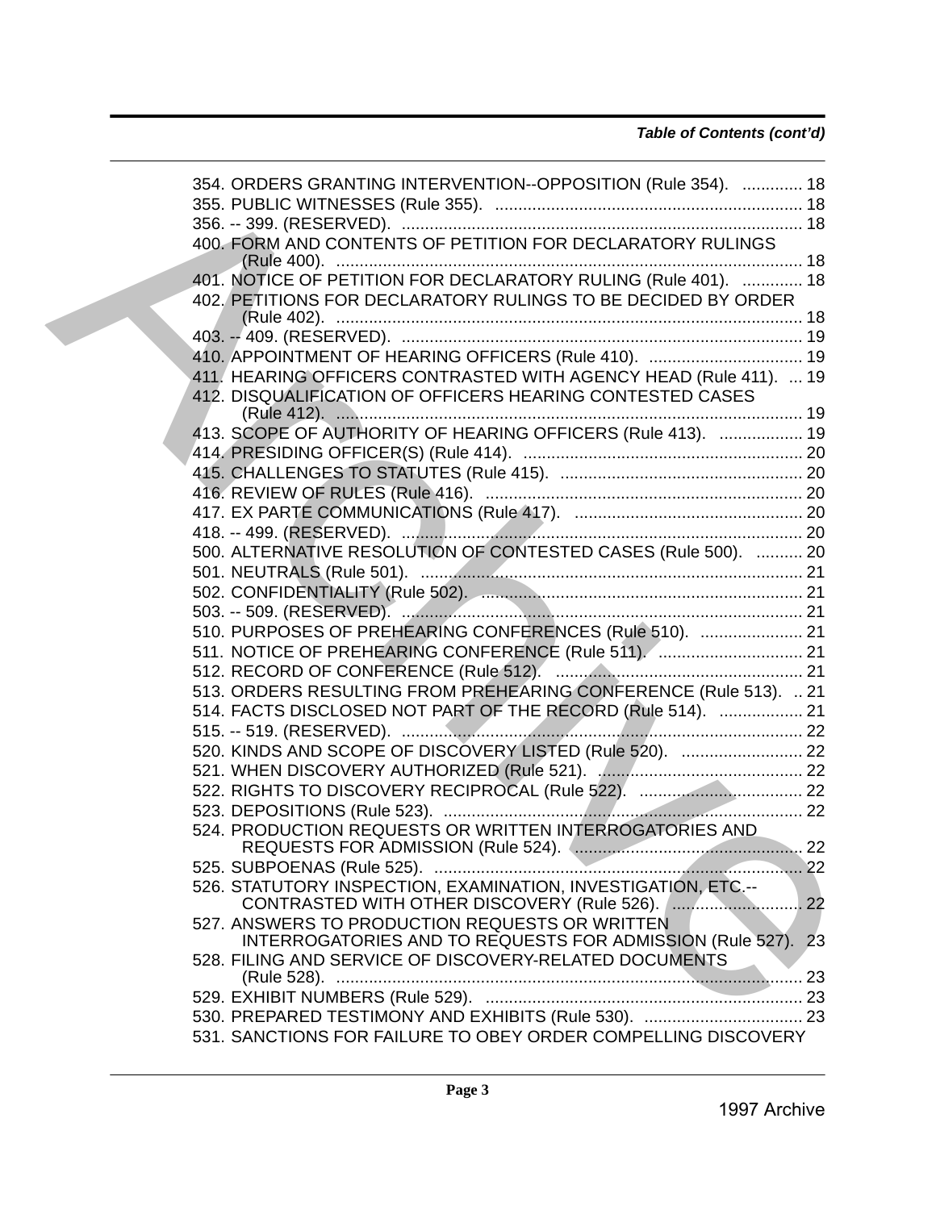354. ORDERS GRANTING INTERVENTION--OPPOSITION (Rule 354). ............. 18
355. PUBLIC WITNESSES (Rule 355). ................................................................. 18
356. -- 399. (RESERVED). ..................................................................................... 18
400. FORM AND CONTENTS OF PETITION FOR DECLARATORY RULINGS (Rule 400). .................................................................................................... 18
401. NOTICE OF PETITION FOR DECLARATORY RULING (Rule 401). ............. 18
402. PETITIONS FOR DECLARATORY RULINGS TO BE DECIDED BY ORDER (Rule 402). .................................................................................................... 18
403. -- 409. (RESERVED). ..................................................................................... 19
410. APPOINTMENT OF HEARING OFFICERS (Rule 410). ................................. 19
411. HEARING OFFICERS CONTRASTED WITH AGENCY HEAD (Rule 411). ... 19
412. DISQUALIFICATION OF OFFICERS HEARING CONTESTED CASES (Rule 412). .................................................................................................... 19
413. SCOPE OF AUTHORITY OF HEARING OFFICERS (Rule 413). .................. 19
414. PRESIDING OFFICER(S) (Rule 414). ............................................................ 20
415. CHALLENGES TO STATUTES (Rule 415). .................................................... 20
416. REVIEW OF RULES (Rule 416). .................................................................... 20
417. EX PARTE COMMUNICATIONS (Rule 417). ................................................. 20
418. -- 499. (RESERVED). ..................................................................................... 20
500. ALTERNATIVE RESOLUTION OF CONTESTED CASES (Rule 500). .......... 20
501. NEUTRALS (Rule 501). .................................................................................. 21
502. CONFIDENTIALITY (Rule 502). ..................................................................... 21
503. -- 509. (RESERVED). ..................................................................................... 21
510. PURPOSES OF PREHEARING CONFERENCES (Rule 510). ...................... 21
511. NOTICE OF PREHEARING CONFERENCE (Rule 511). ............................... 21
512. RECORD OF CONFERENCE (Rule 512). ..................................................... 21
513. ORDERS RESULTING FROM PREHEARING CONFERENCE (Rule 513). .. 21
514. FACTS DISCLOSED NOT PART OF THE RECORD (Rule 514). .................. 21
515. -- 519. (RESERVED). ..................................................................................... 22
520. KINDS AND SCOPE OF DISCOVERY LISTED (Rule 520). .......................... 22
521. WHEN DISCOVERY AUTHORIZED (Rule 521). ............................................ 22
522. RIGHTS TO DISCOVERY RECIPROCAL (Rule 522). ................................... 22
523. DEPOSITIONS (Rule 523). ............................................................................. 22
524. PRODUCTION REQUESTS OR WRITTEN INTERROGATORIES AND REQUESTS FOR ADMISSION (Rule 524). ................................................. 22
525. SUBPOENAS (Rule 525). ............................................................................... 22
526. STATUTORY INSPECTION, EXAMINATION, INVESTIGATION, ETC.--CONTRASTED WITH OTHER DISCOVERY (Rule 526). ............................ 22
527. ANSWERS TO PRODUCTION REQUESTS OR WRITTEN INTERROGATORIES AND TO REQUESTS FOR ADMISSION (Rule 527). 23
528. FILING AND SERVICE OF DISCOVERY-RELATED DOCUMENTS (Rule 528). .................................................................................................... 23
529. EXHIBIT NUMBERS (Rule 529). .................................................................... 23
530. PREPARED TESTIMONY AND EXHIBITS (Rule 530). .................................. 23
531. SANCTIONS FOR FAILURE TO OBEY ORDER COMPELLING DISCOVERY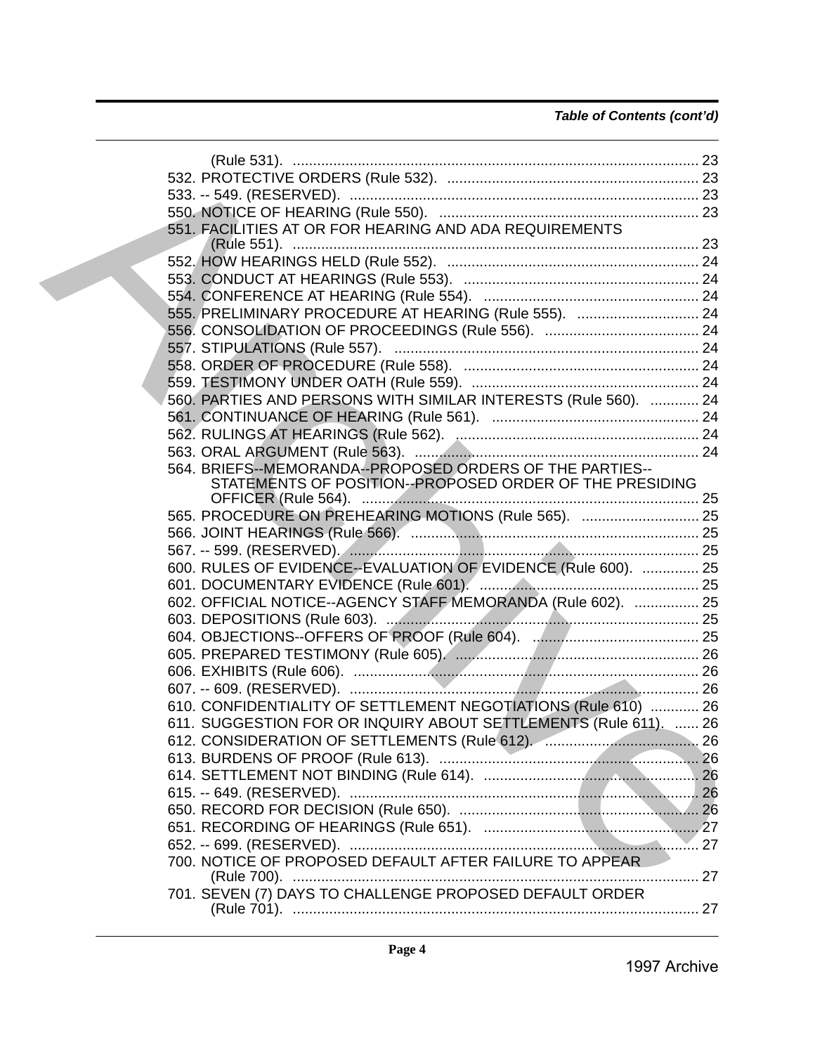*Table of Contents (cont'd)*

(Rule 531). .................................................................................................... 23
532. PROTECTIVE ORDERS (Rule 532). ............................................................ 23
533. -- 549. (RESERVED). ..................................................................................... 23
550. NOTICE OF HEARING (Rule 550). ................................................................ 23
551. FACILITIES AT OR FOR HEARING AND ADA REQUIREMENTS (Rule 551). .................................................................................................... 23
552. HOW HEARINGS HELD (Rule 552). .............................................................. 24
553. CONDUCT AT HEARINGS (Rule 553). .......................................................... 24
554. CONFERENCE AT HEARING (Rule 554). ..................................................... 24
555. PRELIMINARY PROCEDURE AT HEARING (Rule 555). .............................. 24
556. CONSOLIDATION OF PROCEEDINGS (Rule 556). ...................................... 24
557. STIPULATIONS (Rule 557). ........................................................................... 24
558. ORDER OF PROCEDURE (Rule 558). .......................................................... 24
559. TESTIMONY UNDER OATH (Rule 559). ........................................................ 24
560. PARTIES AND PERSONS WITH SIMILAR INTERESTS (Rule 560). ............ 24
561. CONTINUANCE OF HEARING (Rule 561). ................................................... 24
562. RULINGS AT HEARINGS (Rule 562). ............................................................ 24
563. ORAL ARGUMENT (Rule 563). ...................................................................... 24
564. BRIEFS--MEMORANDA--PROPOSED ORDERS OF THE PARTIES--STATEMENTS OF POSITION--PROPOSED ORDER OF THE PRESIDING OFFICER (Rule 564). ................................................................................... 25
565. PROCEDURE ON PREHEARING MOTIONS (Rule 565). ............................. 25
566. JOINT HEARINGS (Rule 566). ....................................................................... 25
567. -- 599. (RESERVED). ..................................................................................... 25
600. RULES OF EVIDENCE--EVALUATION OF EVIDENCE (Rule 600). .............. 25
601. DOCUMENTARY EVIDENCE (Rule 601). ...................................................... 25
602. OFFICIAL NOTICE--AGENCY STAFF MEMORANDA (Rule 602). ................ 25
603. DEPOSITIONS (Rule 603). ............................................................................. 25
604. OBJECTIONS--OFFERS OF PROOF (Rule 604). ......................................... 25
605. PREPARED TESTIMONY (Rule 605). ............................................................ 26
606. EXHIBITS (Rule 606). ..................................................................................... 26
607. -- 609. (RESERVED). ..................................................................................... 26
610. CONFIDENTIALITY OF SETTLEMENT NEGOTIATIONS (Rule 610) ............ 26
611. SUGGESTION FOR OR INQUIRY ABOUT SETTLEMENTS (Rule 611). ...... 26
612. CONSIDERATION OF SETTLEMENTS (Rule 612). ...................................... 26
613. BURDENS OF PROOF (Rule 613). ................................................................ 26
614. SETTLEMENT NOT BINDING (Rule 614). ..................................................... 26
615. -- 649. (RESERVED). ..................................................................................... 26
650. RECORD FOR DECISION (Rule 650). ........................................................... 26
651. RECORDING OF HEARINGS (Rule 651). ...................................................... 27
652. -- 699. (RESERVED). ..................................................................................... 27
700. NOTICE OF PROPOSED DEFAULT AFTER FAILURE TO APPEAR (Rule 700). .................................................................................................... 27
701. SEVEN (7) DAYS TO CHALLENGE PROPOSED DEFAULT ORDER (Rule 701). .................................................................................................... 27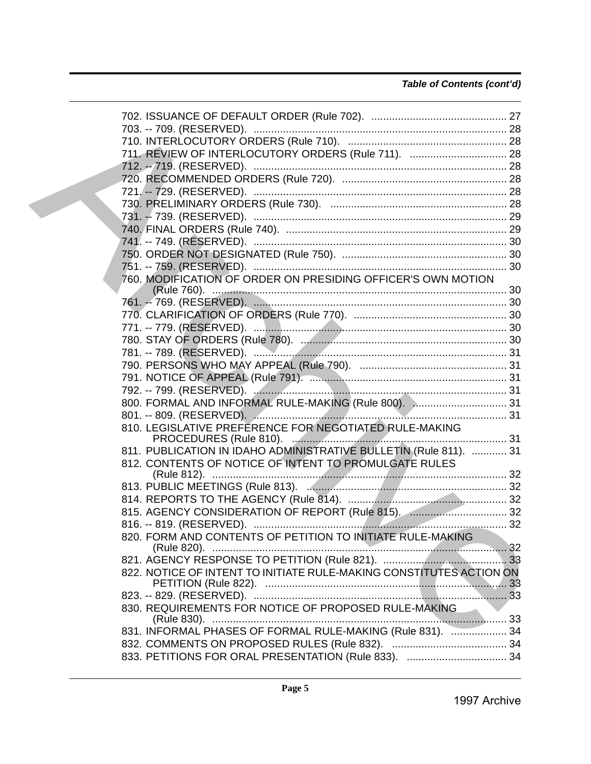*Table of Contents (cont'd)*

702. ISSUANCE OF DEFAULT ORDER (Rule 702). .............................................. 27
703. -- 709. (RESERVED). ..................................................................................... 28
710. INTERLOCUTORY ORDERS (Rule 710). ...................................................... 28
711. REVIEW OF INTERLOCUTORY ORDERS (Rule 711). ................................. 28
712. -- 719. (RESERVED). ..................................................................................... 28
720. RECOMMENDED ORDERS (Rule 720). ........................................................ 28
721. -- 729. (RESERVED). ..................................................................................... 28
730. PRELIMINARY ORDERS (Rule 730). ............................................................ 28
731. -- 739. (RESERVED). ..................................................................................... 29
740. FINAL ORDERS (Rule 740). .......................................................................... 29
741. -- 749. (RESERVED). ..................................................................................... 30
750. ORDER NOT DESIGNATED (Rule 750). ........................................................ 30
751. -- 759. (RESERVED). ..................................................................................... 30
760. MODIFICATION OF ORDER ON PRESIDING OFFICER'S OWN MOTION (Rule 760). ..................................................................................................... 30
761. -- 769. (RESERVED). ..................................................................................... 30
770. CLARIFICATION OF ORDERS (Rule 770). .................................................... 30
771. -- 779. (RESERVED). ..................................................................................... 30
780. STAY OF ORDERS (Rule 780). ...................................................................... 30
781. -- 789. (RESERVED). ..................................................................................... 31
790. PERSONS WHO MAY APPEAL (Rule 790). .................................................. 31
791. NOTICE OF APPEAL (Rule 791). ................................................................... 31
792. -- 799. (RESERVED). ..................................................................................... 31
800. FORMAL AND INFORMAL RULE-MAKING (Rule 800). ................................ 31
801. -- 809. (RESERVED). ..................................................................................... 31
810. LEGISLATIVE PREFERENCE FOR NEGOTIATED RULE-MAKING PROCEDURES (Rule 810). ......................................................................... 31
811. PUBLICATION IN IDAHO ADMINISTRATIVE BULLETIN (Rule 811). ............ 31
812. CONTENTS OF NOTICE OF INTENT TO PROMULGATE RULES (Rule 812). ..................................................................................................... 32
813. PUBLIC MEETINGS (Rule 813). .................................................................... 32
814. REPORTS TO THE AGENCY (Rule 814). ...................................................... 32
815. AGENCY CONSIDERATION OF REPORT (Rule 815). ................................. 32
816. -- 819. (RESERVED). ..................................................................................... 32
820. FORM AND CONTENTS OF PETITION TO INITIATE RULE-MAKING (Rule 820). ..................................................................................................... 32
821. AGENCY RESPONSE TO PETITION (Rule 821). .......................................... 33
822. NOTICE OF INTENT TO INITIATE RULE-MAKING CONSTITUTES ACTION ON PETITION (Rule 822). ................................................................................... 33
823. -- 829. (RESERVED). ..................................................................................... 33
830. REQUIREMENTS FOR NOTICE OF PROPOSED RULE-MAKING (Rule 830). ..................................................................................................... 33
831. INFORMAL PHASES OF FORMAL RULE-MAKING (Rule 831). ................... 34
832. COMMENTS ON PROPOSED RULES (Rule 832). ....................................... 34
833. PETITIONS FOR ORAL PRESENTATION (Rule 833). .................................. 34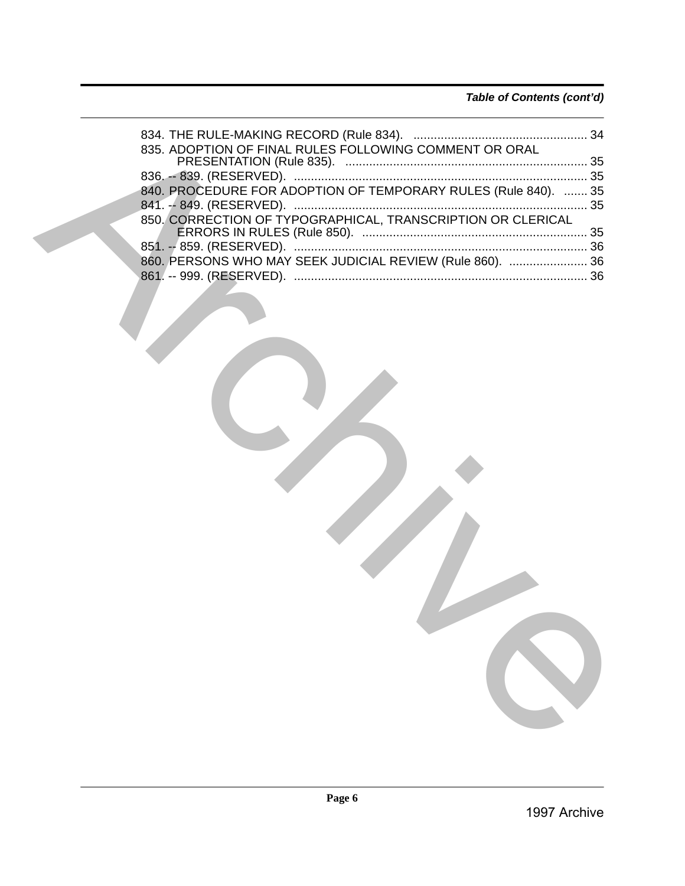*Table of Contents (cont'd)*

834. THE RULE-MAKING RECORD (Rule 834). .................................................... 34
835. ADOPTION OF FINAL RULES FOLLOWING COMMENT OR ORAL PRESENTATION (Rule 835). ....................................................................... 35
836. -- 839. (RESERVED). ...................................................................................... 35
840. PROCEDURE FOR ADOPTION OF TEMPORARY RULES (Rule 840). ....... 35
841. -- 849. (RESERVED). ...................................................................................... 35
850. CORRECTION OF TYPOGRAPHICAL, TRANSCRIPTION OR CLERICAL ERRORS IN RULES (Rule 850). .................................................................. 35
851. -- 859. (RESERVED). ...................................................................................... 36
860. PERSONS WHO MAY SEEK JUDICIAL REVIEW (Rule 860). ....................... 36
861. -- 999. (RESERVED). ...................................................................................... 36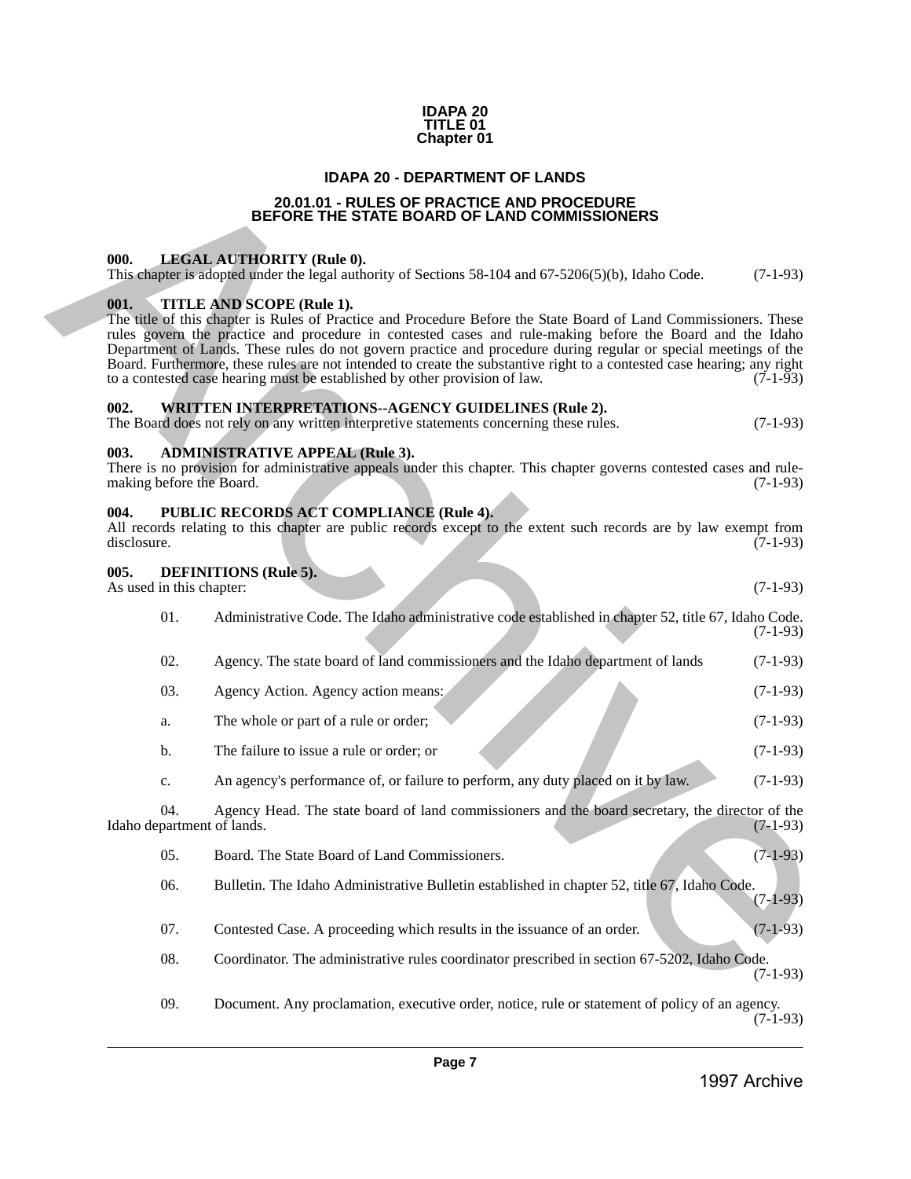# IDAPA 20
# TITLE 01
# Chapter 01

## IDAPA 20 - DEPARTMENT OF LANDS

## 20.01.01 - RULES OF PRACTICE AND PROCEDURE BEFORE THE STATE BOARD OF LAND COMMISSIONERS

### 000. LEGAL AUTHORITY (Rule 0).

This chapter is adopted under the legal authority of Sections 58-104 and 67-5206(5)(b), Idaho Code. (7-1-93)

### 001. TITLE AND SCOPE (Rule 1).

The title of this chapter is Rules of Practice and Procedure Before the State Board of Land Commissioners. These rules govern the practice and procedure in contested cases and rule-making before the Board and the Idaho Department of Lands. These rules do not govern practice and procedure during regular or special meetings of the Board. Furthermore, these rules are not intended to create the substantive right to a contested case hearing; any right to a contested case hearing must be established by other provision of law. (7-1-93)

### 002. WRITTEN INTERPRETATIONS--AGENCY GUIDELINES (Rule 2).

The Board does not rely on any written interpretive statements concerning these rules. (7-1-93)

### 003. ADMINISTRATIVE APPEAL (Rule 3).

There is no provision for administrative appeals under this chapter. This chapter governs contested cases and rule-making before the Board. (7-1-93)

### 004. PUBLIC RECORDS ACT COMPLIANCE (Rule 4).

All records relating to this chapter are public records except to the extent such records are by law exempt from disclosure. (7-1-93)

### 005. DEFINITIONS (Rule 5).

As used in this chapter: (7-1-93)

01. Administrative Code. The Idaho administrative code established in chapter 52, title 67, Idaho Code. (7-1-93)

02. Agency. The state board of land commissioners and the Idaho department of lands (7-1-93)

03. Agency Action. Agency action means: (7-1-93)

a. The whole or part of a rule or order; (7-1-93)

b. The failure to issue a rule or order; or (7-1-93)

c. An agency's performance of, or failure to perform, any duty placed on it by law. (7-1-93)

04. Agency Head. The state board of land commissioners and the board secretary, the director of the Idaho department of lands. (7-1-93)

05. Board. The State Board of Land Commissioners. (7-1-93)

06. Bulletin. The Idaho Administrative Bulletin established in chapter 52, title 67, Idaho Code. (7-1-93)

07. Contested Case. A proceeding which results in the issuance of an order. (7-1-93)

08. Coordinator. The administrative rules coordinator prescribed in section 67-5202, Idaho Code. (7-1-93)

09. Document. Any proclamation, executive order, notice, rule or statement of policy of an agency. (7-1-93)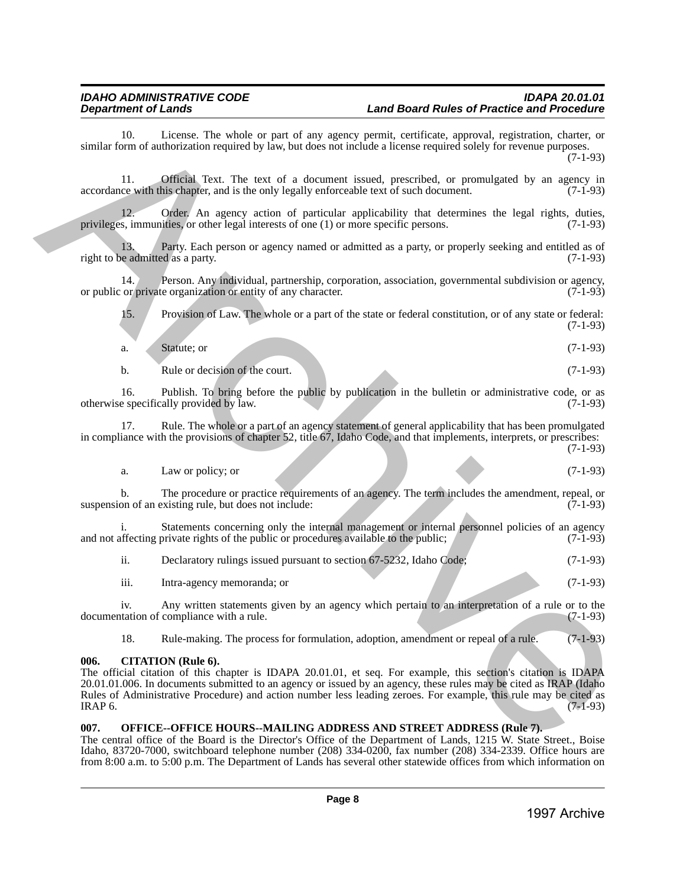10. License. The whole or part of any agency permit, certificate, approval, registration, charter, or similar form of authorization required by law, but does not include a license required solely for revenue purposes. (7-1-93)

11. Official Text. The text of a document issued, prescribed, or promulgated by an agency in accordance with this chapter, and is the only legally enforceable text of such document. (7-1-93)

12. Order. An agency action of particular applicability that determines the legal rights, duties, privileges, immunities, or other legal interests of one (1) or more specific persons. (7-1-93)

13. Party. Each person or agency named or admitted as a party, or properly seeking and entitled as of right to be admitted as a party. (7-1-93)

14. Person. Any individual, partnership, corporation, association, governmental subdivision or agency, or public or private organization or entity of any character. (7-1-93)

15. Provision of Law. The whole or a part of the state or federal constitution, or of any state or federal: (7-1-93)

a. Statute; or (7-1-93)

b. Rule or decision of the court. (7-1-93)

16. Publish. To bring before the public by publication in the bulletin or administrative code, or as otherwise specifically provided by law. (7-1-93)

17. Rule. The whole or a part of an agency statement of general applicability that has been promulgated in compliance with the provisions of chapter 52, title 67, Idaho Code, and that implements, interprets, or prescribes: (7-1-93)

a. Law or policy; or (7-1-93)

b. The procedure or practice requirements of an agency. The term includes the amendment, repeal, or suspension of an existing rule, but does not include: (7-1-93)

i. Statements concerning only the internal management or internal personnel policies of an agency and not affecting private rights of the public or procedures available to the public; (7-1-93)

ii. Declaratory rulings issued pursuant to section 67-5232, Idaho Code; (7-1-93)

iii. Intra-agency memoranda; or (7-1-93)

iv. Any written statements given by an agency which pertain to an interpretation of a rule or to the documentation of compliance with a rule. (7-1-93)

18. Rule-making. The process for formulation, adoption, amendment or repeal of a rule. (7-1-93)

**006. CITATION (Rule 6).**

The official citation of this chapter is IDAPA 20.01.01, et seq. For example, this section's citation is IDAPA 20.01.01.006. In documents submitted to an agency or issued by an agency, these rules may be cited as IRAP (Idaho Rules of Administrative Procedure) and action number less leading zeroes. For example, this rule may be cited as IRAP 6. (7-1-93)

**007. OFFICE--OFFICE HOURS--MAILING ADDRESS AND STREET ADDRESS (Rule 7).**

The central office of the Board is the Director's Office of the Department of Lands, 1215 W. State Street., Boise Idaho, 83720-7000, switchboard telephone number (208) 334-0200, fax number (208) 334-2339. Office hours are from 8:00 a.m. to 5:00 p.m. The Department of Lands has several other statewide offices from which information on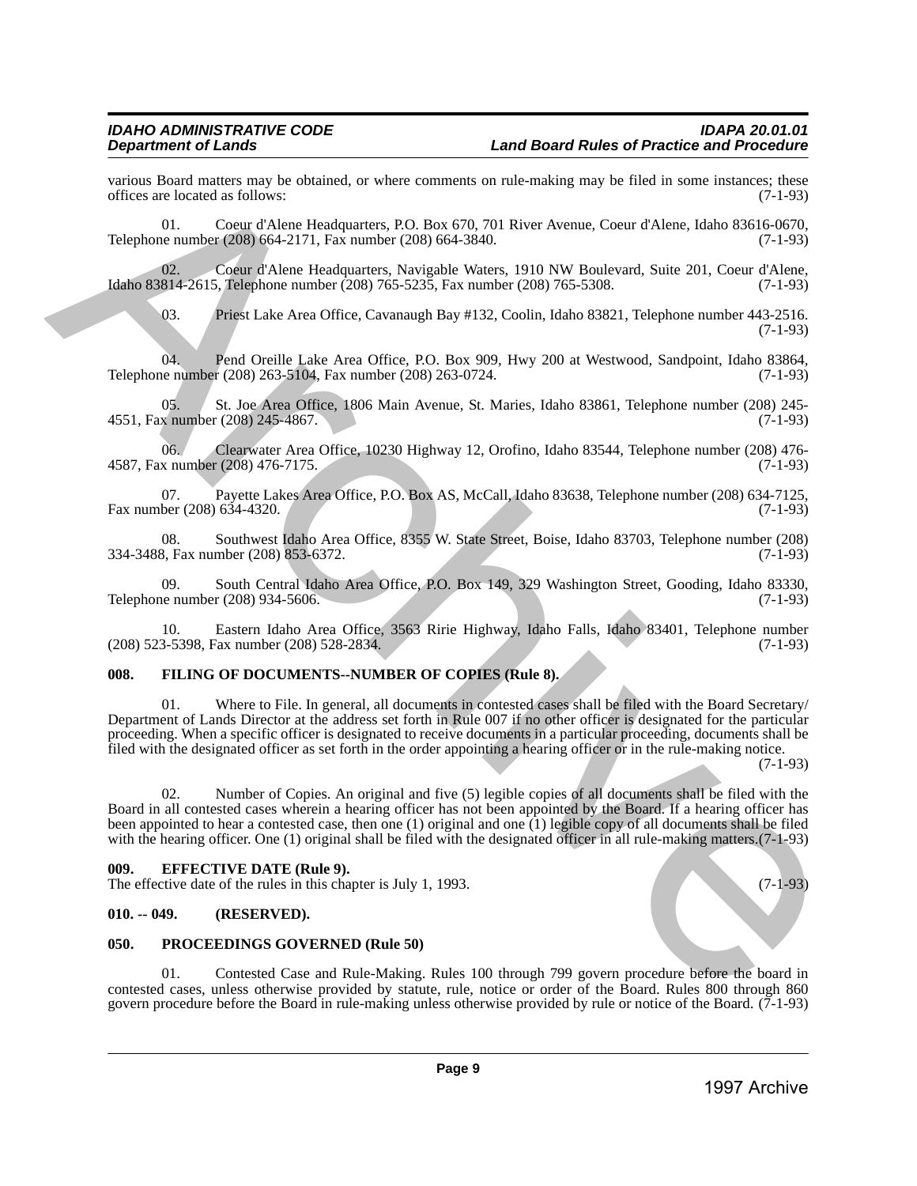various Board matters may be obtained, or where comments on rule-making may be filed in some instances; these offices are located as follows: (7-1-93)

01. Coeur d'Alene Headquarters, P.O. Box 670, 701 River Avenue, Coeur d'Alene, Idaho 83616-0670, Telephone number (208) 664-2171, Fax number (208) 664-3840. (7-1-93)

02. Coeur d'Alene Headquarters, Navigable Waters, 1910 NW Boulevard, Suite 201, Coeur d'Alene, Idaho 83814-2615, Telephone number (208) 765-5235, Fax number (208) 765-5308. (7-1-93)

03. Priest Lake Area Office, Cavanaugh Bay #132, Coolin, Idaho 83821, Telephone number 443-2516. (7-1-93)

04. Pend Oreille Lake Area Office, P.O. Box 909, Hwy 200 at Westwood, Sandpoint, Idaho 83864, Telephone number (208) 263-5104, Fax number (208) 263-0724. (7-1-93)

05. St. Joe Area Office, 1806 Main Avenue, St. Maries, Idaho 83861, Telephone number (208) 245-4551, Fax number (208) 245-4867. (7-1-93)

06. Clearwater Area Office, 10230 Highway 12, Orofino, Idaho 83544, Telephone number (208) 476-4587, Fax number (208) 476-7175. (7-1-93)

07. Payette Lakes Area Office, P.O. Box AS, McCall, Idaho 83638, Telephone number (208) 634-7125, Fax number (208) 634-4320. (7-1-93)

08. Southwest Idaho Area Office, 8355 W. State Street, Boise, Idaho 83703, Telephone number (208) 334-3488, Fax number (208) 853-6372. (7-1-93)

09. South Central Idaho Area Office, P.O. Box 149, 329 Washington Street, Gooding, Idaho 83330, Telephone number (208) 934-5606. (7-1-93)

10. Eastern Idaho Area Office, 3563 Ririe Highway, Idaho Falls, Idaho 83401, Telephone number (208) 523-5398, Fax number (208) 528-2834. (7-1-93)

## 008. FILING OF DOCUMENTS--NUMBER OF COPIES (Rule 8).

01. Where to File. In general, all documents in contested cases shall be filed with the Board Secretary/ Department of Lands Director at the address set forth in Rule 007 if no other officer is designated for the particular proceeding. When a specific officer is designated to receive documents in a particular proceeding, documents shall be filed with the designated officer as set forth in the order appointing a hearing officer or in the rule-making notice. (7-1-93)

02. Number of Copies. An original and five (5) legible copies of all documents shall be filed with the Board in all contested cases wherein a hearing officer has not been appointed by the Board. If a hearing officer has been appointed to hear a contested case, then one (1) original and one (1) legible copy of all documents shall be filed with the hearing officer. One (1) original shall be filed with the designated officer in all rule-making matters.(7-1-93)

## 009. EFFECTIVE DATE (Rule 9).

The effective date of the rules in this chapter is July 1, 1993. (7-1-93)

## 010. -- 049. (RESERVED).

## 050. PROCEEDINGS GOVERNED (Rule 50)

01. Contested Case and Rule-Making. Rules 100 through 799 govern procedure before the board in contested cases, unless otherwise provided by statute, rule, notice or order of the Board. Rules 800 through 860 govern procedure before the Board in rule-making unless otherwise provided by rule or notice of the Board. (7-1-93)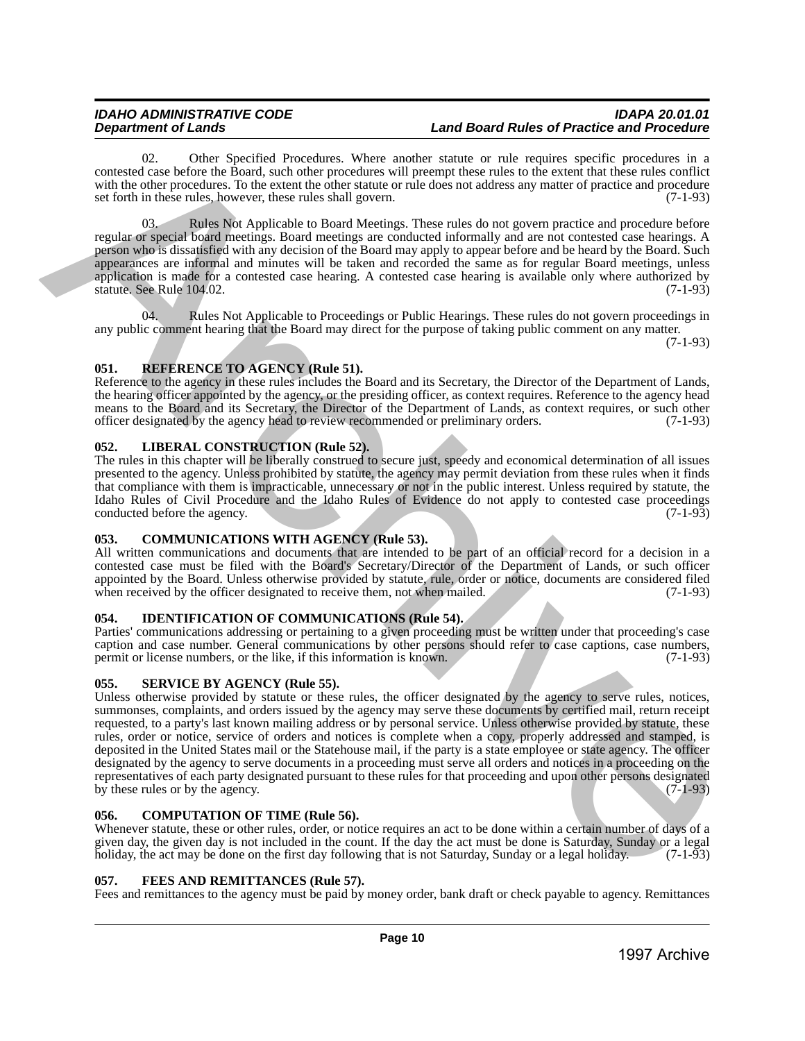02. Other Specified Procedures. Where another statute or rule requires specific procedures in a contested case before the Board, such other procedures will preempt these rules to the extent that these rules conflict with the other procedures. To the extent the other statute or rule does not address any matter of practice and procedure set forth in these rules, however, these rules shall govern. (7-1-93)

03. Rules Not Applicable to Board Meetings. These rules do not govern practice and procedure before regular or special board meetings. Board meetings are conducted informally and are not contested case hearings. A person who is dissatisfied with any decision of the Board may apply to appear before and be heard by the Board. Such appearances are informal and minutes will be taken and recorded the same as for regular Board meetings, unless application is made for a contested case hearing. A contested case hearing is available only where authorized by statute. See Rule 104.02. (7-1-93)

04. Rules Not Applicable to Proceedings or Public Hearings. These rules do not govern proceedings in any public comment hearing that the Board may direct for the purpose of taking public comment on any matter. (7-1-93)

## 051. REFERENCE TO AGENCY (Rule 51).

Reference to the agency in these rules includes the Board and its Secretary, the Director of the Department of Lands, the hearing officer appointed by the agency, or the presiding officer, as context requires. Reference to the agency head means to the Board and its Secretary, the Director of the Department of Lands, as context requires, or such other officer designated by the agency head to review recommended or preliminary orders. (7-1-93)

## 052. LIBERAL CONSTRUCTION (Rule 52).

The rules in this chapter will be liberally construed to secure just, speedy and economical determination of all issues presented to the agency. Unless prohibited by statute, the agency may permit deviation from these rules when it finds that compliance with them is impracticable, unnecessary or not in the public interest. Unless required by statute, the Idaho Rules of Civil Procedure and the Idaho Rules of Evidence do not apply to contested case proceedings conducted before the agency. (7-1-93)

## 053. COMMUNICATIONS WITH AGENCY (Rule 53).

All written communications and documents that are intended to be part of an official record for a decision in a contested case must be filed with the Board's Secretary/Director of the Department of Lands, or such officer appointed by the Board. Unless otherwise provided by statute, rule, order or notice, documents are considered filed when received by the officer designated to receive them, not when mailed. (7-1-93)

## 054. IDENTIFICATION OF COMMUNICATIONS (Rule 54).

Parties' communications addressing or pertaining to a given proceeding must be written under that proceeding's case caption and case number. General communications by other persons should refer to case captions, case numbers, permit or license numbers, or the like, if this information is known. (7-1-93)

## 055. SERVICE BY AGENCY (Rule 55).

Unless otherwise provided by statute or these rules, the officer designated by the agency to serve rules, notices, summonses, complaints, and orders issued by the agency may serve these documents by certified mail, return receipt requested, to a party's last known mailing address or by personal service. Unless otherwise provided by statute, these rules, order or notice, service of orders and notices is complete when a copy, properly addressed and stamped, is deposited in the United States mail or the Statehouse mail, if the party is a state employee or state agency. The officer designated by the agency to serve documents in a proceeding must serve all orders and notices in a proceeding on the representatives of each party designated pursuant to these rules for that proceeding and upon other persons designated by these rules or by the agency. (7-1-93)

## 056. COMPUTATION OF TIME (Rule 56).

Whenever statute, these or other rules, order, or notice requires an act to be done within a certain number of days of a given day, the given day is not included in the count. If the day the act must be done is Saturday, Sunday or a legal holiday, the act may be done on the first day following that is not Saturday, Sunday or a legal holiday. (7-1-93)

## 057. FEES AND REMITTANCES (Rule 57).

Fees and remittances to the agency must be paid by money order, bank draft or check payable to agency. Remittances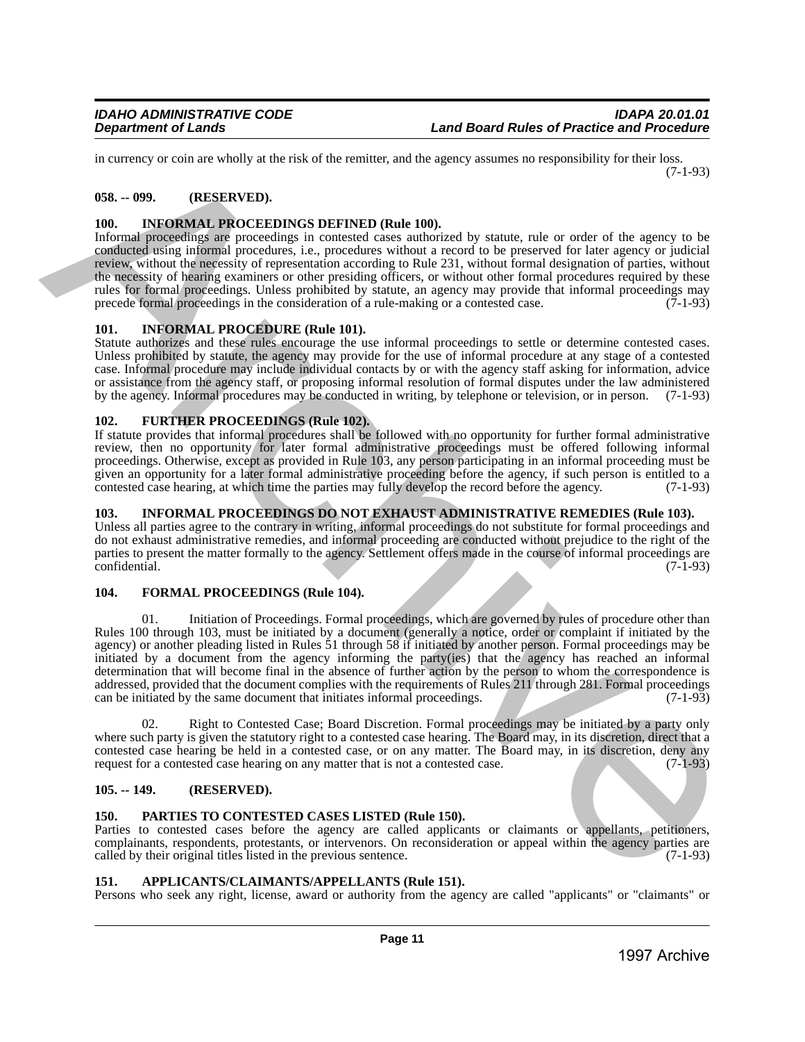in currency or coin are wholly at the risk of the remitter, and the agency assumes no responsibility for their loss. (7-1-93)

### 058. -- 099. (RESERVED).

### 100. INFORMAL PROCEEDINGS DEFINED (Rule 100).

Informal proceedings are proceedings in contested cases authorized by statute, rule or order of the agency to be conducted using informal procedures, i.e., procedures without a record to be preserved for later agency or judicial review, without the necessity of representation according to Rule 231, without formal designation of parties, without the necessity of hearing examiners or other presiding officers, or without other formal procedures required by these rules for formal proceedings. Unless prohibited by statute, an agency may provide that informal proceedings may precede formal proceedings in the consideration of a rule-making or a contested case. (7-1-93)

### 101. INFORMAL PROCEDURE (Rule 101).

Statute authorizes and these rules encourage the use informal proceedings to settle or determine contested cases. Unless prohibited by statute, the agency may provide for the use of informal procedure at any stage of a contested case. Informal procedure may include individual contacts by or with the agency staff asking for information, advice or assistance from the agency staff, or proposing informal resolution of formal disputes under the law administered by the agency. Informal procedures may be conducted in writing, by telephone or television, or in person. (7-1-93)

### 102. FURTHER PROCEEDINGS (Rule 102).

If statute provides that informal procedures shall be followed with no opportunity for further formal administrative review, then no opportunity for later formal administrative proceedings must be offered following informal proceedings. Otherwise, except as provided in Rule 103, any person participating in an informal proceeding must be given an opportunity for a later formal administrative proceeding before the agency, if such person is entitled to a contested case hearing, at which time the parties may fully develop the record before the agency. (7-1-93)

### 103. INFORMAL PROCEEDINGS DO NOT EXHAUST ADMINISTRATIVE REMEDIES (Rule 103).

Unless all parties agree to the contrary in writing, informal proceedings do not substitute for formal proceedings and do not exhaust administrative remedies, and informal proceeding are conducted without prejudice to the right of the parties to present the matter formally to the agency. Settlement offers made in the course of informal proceedings are confidential. (7-1-93)

### 104. FORMAL PROCEEDINGS (Rule 104).

01. Initiation of Proceedings. Formal proceedings, which are governed by rules of procedure other than Rules 100 through 103, must be initiated by a document (generally a notice, order or complaint if initiated by the agency) or another pleading listed in Rules 51 through 58 if initiated by another person. Formal proceedings may be initiated by a document from the agency informing the party(ies) that the agency has reached an informal determination that will become final in the absence of further action by the person to whom the correspondence is addressed, provided that the document complies with the requirements of Rules 211 through 281. Formal proceedings can be initiated by the same document that initiates informal proceedings. (7-1-93)

02. Right to Contested Case; Board Discretion. Formal proceedings may be initiated by a party only where such party is given the statutory right to a contested case hearing. The Board may, in its discretion, direct that a contested case hearing be held in a contested case, or on any matter. The Board may, in its discretion, deny any request for a contested case hearing on any matter that is not a contested case. (7-1-93)

### 105. -- 149. (RESERVED).

### 150. PARTIES TO CONTESTED CASES LISTED (Rule 150).

Parties to contested cases before the agency are called applicants or claimants or appellants, petitioners, complainants, respondents, protestants, or intervenors. On reconsideration or appeal within the agency parties are called by their original titles listed in the previous sentence. (7-1-93)

### 151. APPLICANTS/CLAIMANTS/APPELLANTS (Rule 151).

Persons who seek any right, license, award or authority from the agency are called "applicants" or "claimants" or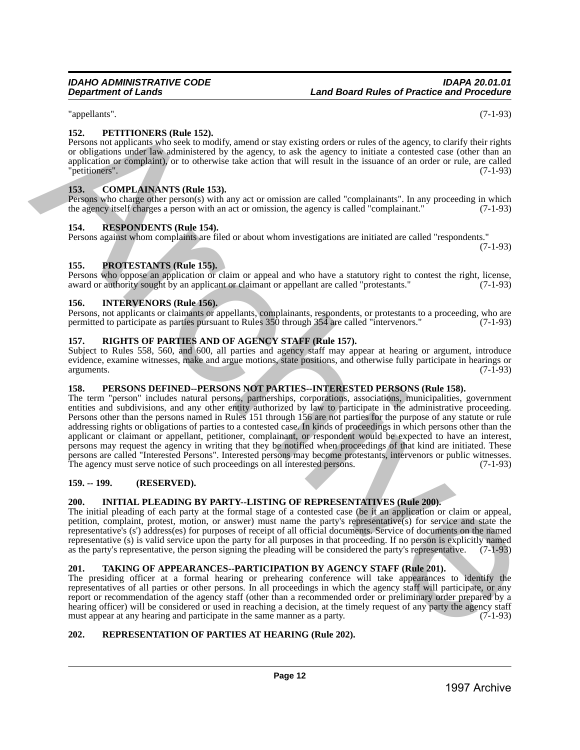"appellants". (7-1-93)

**152. PETITIONERS (Rule 152).**
Persons not applicants who seek to modify, amend or stay existing orders or rules of the agency, to clarify their rights or obligations under law administered by the agency, to ask the agency to initiate a contested case (other than an application or complaint), or to otherwise take action that will result in the issuance of an order or rule, are called "petitioners". (7-1-93)

**153. COMPLAINANTS (Rule 153).**
Persons who charge other person(s) with any act or omission are called "complainants". In any proceeding in which the agency itself charges a person with an act or omission, the agency is called "complainant." (7-1-93)

**154. RESPONDENTS (Rule 154).**
Persons against whom complaints are filed or about whom investigations are initiated are called "respondents." (7-1-93)

**155. PROTESTANTS (Rule 155).**
Persons who oppose an application or claim or appeal and who have a statutory right to contest the right, license, award or authority sought by an applicant or claimant or appellant are called "protestants." (7-1-93)

**156. INTERVENORS (Rule 156).**
Persons, not applicants or claimants or appellants, complainants, respondents, or protestants to a proceeding, who are permitted to participate as parties pursuant to Rules 350 through 354 are called "intervenors." (7-1-93)

**157. RIGHTS OF PARTIES AND OF AGENCY STAFF (Rule 157).**
Subject to Rules 558, 560, and 600, all parties and agency staff may appear at hearing or argument, introduce evidence, examine witnesses, make and argue motions, state positions, and otherwise fully participate in hearings or arguments. (7-1-93)

**158. PERSONS DEFINED--PERSONS NOT PARTIES--INTERESTED PERSONS (Rule 158).**
The term "person" includes natural persons, partnerships, corporations, associations, municipalities, government entities and subdivisions, and any other entity authorized by law to participate in the administrative proceeding. Persons other than the persons named in Rules 151 through 156 are not parties for the purpose of any statute or rule addressing rights or obligations of parties to a contested case. In kinds of proceedings in which persons other than the applicant or claimant or appellant, petitioner, complainant, or respondent would be expected to have an interest, persons may request the agency in writing that they be notified when proceedings of that kind are initiated. These persons are called "Interested Persons". Interested persons may become protestants, intervenors or public witnesses. The agency must serve notice of such proceedings on all interested persons. (7-1-93)

**159. -- 199. (RESERVED).**

**200. INITIAL PLEADING BY PARTY--LISTING OF REPRESENTATIVES (Rule 200).**
The initial pleading of each party at the formal stage of a contested case (be it an application or claim or appeal, petition, complaint, protest, motion, or answer) must name the party's representative(s) for service and state the representative's (s') address(es) for purposes of receipt of all official documents. Service of documents on the named representative (s) is valid service upon the party for all purposes in that proceeding. If no person is explicitly named as the party's representative, the person signing the pleading will be considered the party's representative. (7-1-93)

**201. TAKING OF APPEARANCES--PARTICIPATION BY AGENCY STAFF (Rule 201).**
The presiding officer at a formal hearing or prehearing conference will take appearances to identify the representatives of all parties or other persons. In all proceedings in which the agency staff will participate, or any report or recommendation of the agency staff (other than a recommended order or preliminary order prepared by a hearing officer) will be considered or used in reaching a decision, at the timely request of any party the agency staff must appear at any hearing and participate in the same manner as a party. (7-1-93)

**202. REPRESENTATION OF PARTIES AT HEARING (Rule 202).**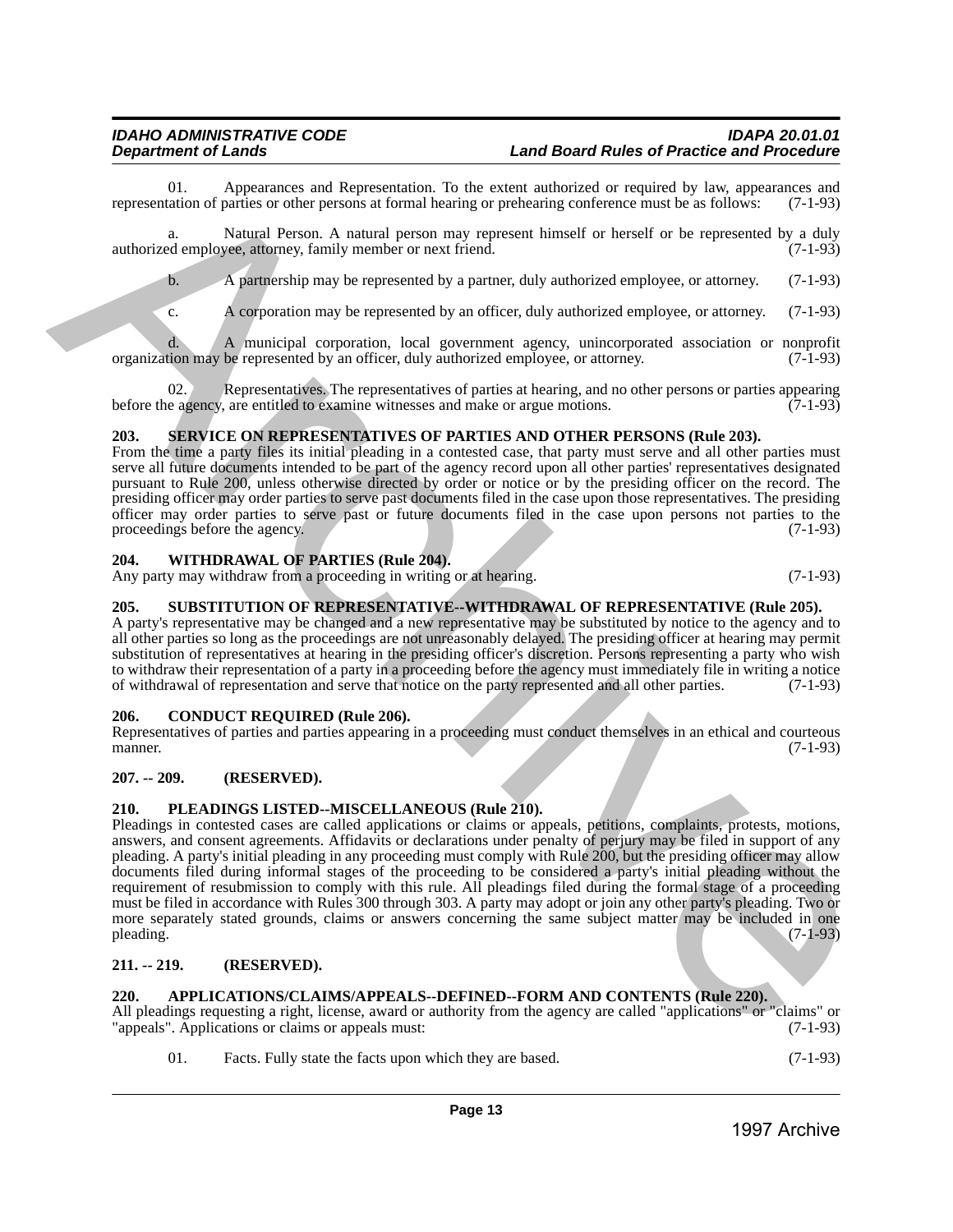01. Appearances and Representation. To the extent authorized or required by law, appearances and representation of parties or other persons at formal hearing or prehearing conference must be as follows: (7-1-93)

a. Natural Person. A natural person may represent himself or herself or be represented by a duly authorized employee, attorney, family member or next friend. (7-1-93)

b. A partnership may be represented by a partner, duly authorized employee, or attorney. (7-1-93)

c. A corporation may be represented by an officer, duly authorized employee, or attorney. (7-1-93)

d. A municipal corporation, local government agency, unincorporated association or nonprofit organization may be represented by an officer, duly authorized employee, or attorney. (7-1-93)

02. Representatives. The representatives of parties at hearing, and no other persons or parties appearing before the agency, are entitled to examine witnesses and make or argue motions. (7-1-93)

### 203. SERVICE ON REPRESENTATIVES OF PARTIES AND OTHER PERSONS (Rule 203).

From the time a party files its initial pleading in a contested case, that party must serve and all other parties must serve all future documents intended to be part of the agency record upon all other parties' representatives designated pursuant to Rule 200, unless otherwise directed by order or notice or by the presiding officer on the record. The presiding officer may order parties to serve past documents filed in the case upon those representatives. The presiding officer may order parties to serve past or future documents filed in the case upon persons not parties to the proceedings before the agency. (7-1-93)

### 204. WITHDRAWAL OF PARTIES (Rule 204).

Any party may withdraw from a proceeding in writing or at hearing. (7-1-93)

### 205. SUBSTITUTION OF REPRESENTATIVE--WITHDRAWAL OF REPRESENTATIVE (Rule 205).

A party's representative may be changed and a new representative may be substituted by notice to the agency and to all other parties so long as the proceedings are not unreasonably delayed. The presiding officer at hearing may permit substitution of representatives at hearing in the presiding officer's discretion. Persons representing a party who wish to withdraw their representation of a party in a proceeding before the agency must immediately file in writing a notice of withdrawal of representation and serve that notice on the party represented and all other parties. (7-1-93)

### 206. CONDUCT REQUIRED (Rule 206).

Representatives of parties and parties appearing in a proceeding must conduct themselves in an ethical and courteous manner. (7-1-93)

### 207. -- 209. (RESERVED).

### 210. PLEADINGS LISTED--MISCELLANEOUS (Rule 210).

Pleadings in contested cases are called applications or claims or appeals, petitions, complaints, protests, motions, answers, and consent agreements. Affidavits or declarations under penalty of perjury may be filed in support of any pleading. A party's initial pleading in any proceeding must comply with Rule 200, but the presiding officer may allow documents filed during informal stages of the proceeding to be considered a party's initial pleading without the requirement of resubmission to comply with this rule. All pleadings filed during the formal stage of a proceeding must be filed in accordance with Rules 300 through 303. A party may adopt or join any other party's pleading. Two or more separately stated grounds, claims or answers concerning the same subject matter may be included in one pleading. (7-1-93)

### 211. -- 219. (RESERVED).

### 220. APPLICATIONS/CLAIMS/APPEALS--DEFINED--FORM AND CONTENTS (Rule 220).

All pleadings requesting a right, license, award or authority from the agency are called "applications" or "claims" or "appeals". Applications or claims or appeals must: (7-1-93)

01. Facts. Fully state the facts upon which they are based. (7-1-93)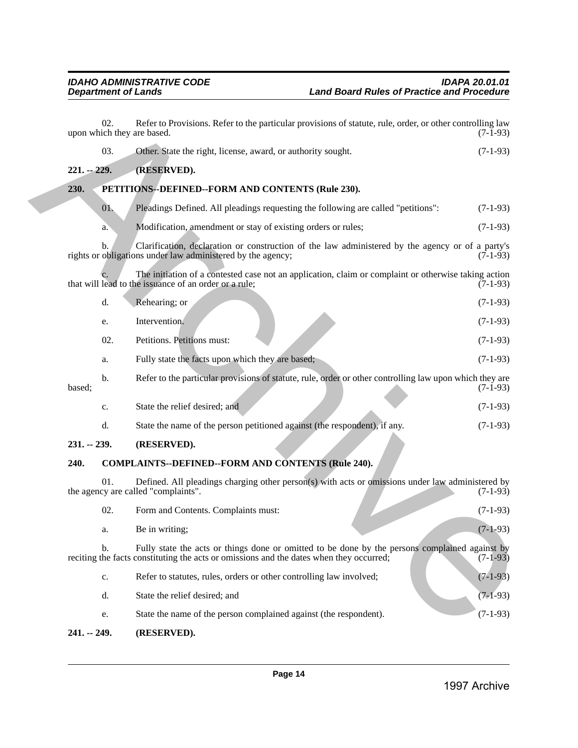02. Refer to Provisions. Refer to the particular provisions of statute, rule, order, or other controlling law upon which they are based. (7-1-93)

03. Other. State the right, license, award, or authority sought. (7-1-93)

**221. -- 229. (RESERVED).**

**230. PETITIONS--DEFINED--FORM AND CONTENTS (Rule 230).**

01. Pleadings Defined. All pleadings requesting the following are called "petitions": (7-1-93)

a. Modification, amendment or stay of existing orders or rules; (7-1-93)

b. Clarification, declaration or construction of the law administered by the agency or of a party's rights or obligations under law administered by the agency; (7-1-93)

c. The initiation of a contested case not an application, claim or complaint or otherwise taking action that will lead to the issuance of an order or a rule; (7-1-93)

d. Rehearing; or (7-1-93)

e. Intervention. (7-1-93)

02. Petitions. Petitions must: (7-1-93)

a. Fully state the facts upon which they are based; (7-1-93)

b. Refer to the particular provisions of statute, rule, order or other controlling law upon which they are based; (7-1-93)

c. State the relief desired; and (7-1-93)

d. State the name of the person petitioned against (the respondent), if any. (7-1-93)

**231. -- 239. (RESERVED).**

**240. COMPLAINTS--DEFINED--FORM AND CONTENTS (Rule 240).**

01. Defined. All pleadings charging other person(s) with acts or omissions under law administered by the agency are called "complaints". (7-1-93)

02. Form and Contents. Complaints must: (7-1-93)

a. Be in writing; (7-1-93)

b. Fully state the acts or things done or omitted to be done by the persons complained against by reciting the facts constituting the acts or omissions and the dates when they occurred; (7-1-93)

c. Refer to statutes, rules, orders or other controlling law involved; (7-1-93)

d. State the relief desired; and (7-1-93)

e. State the name of the person complained against (the respondent). (7-1-93)

**241. -- 249. (RESERVED).**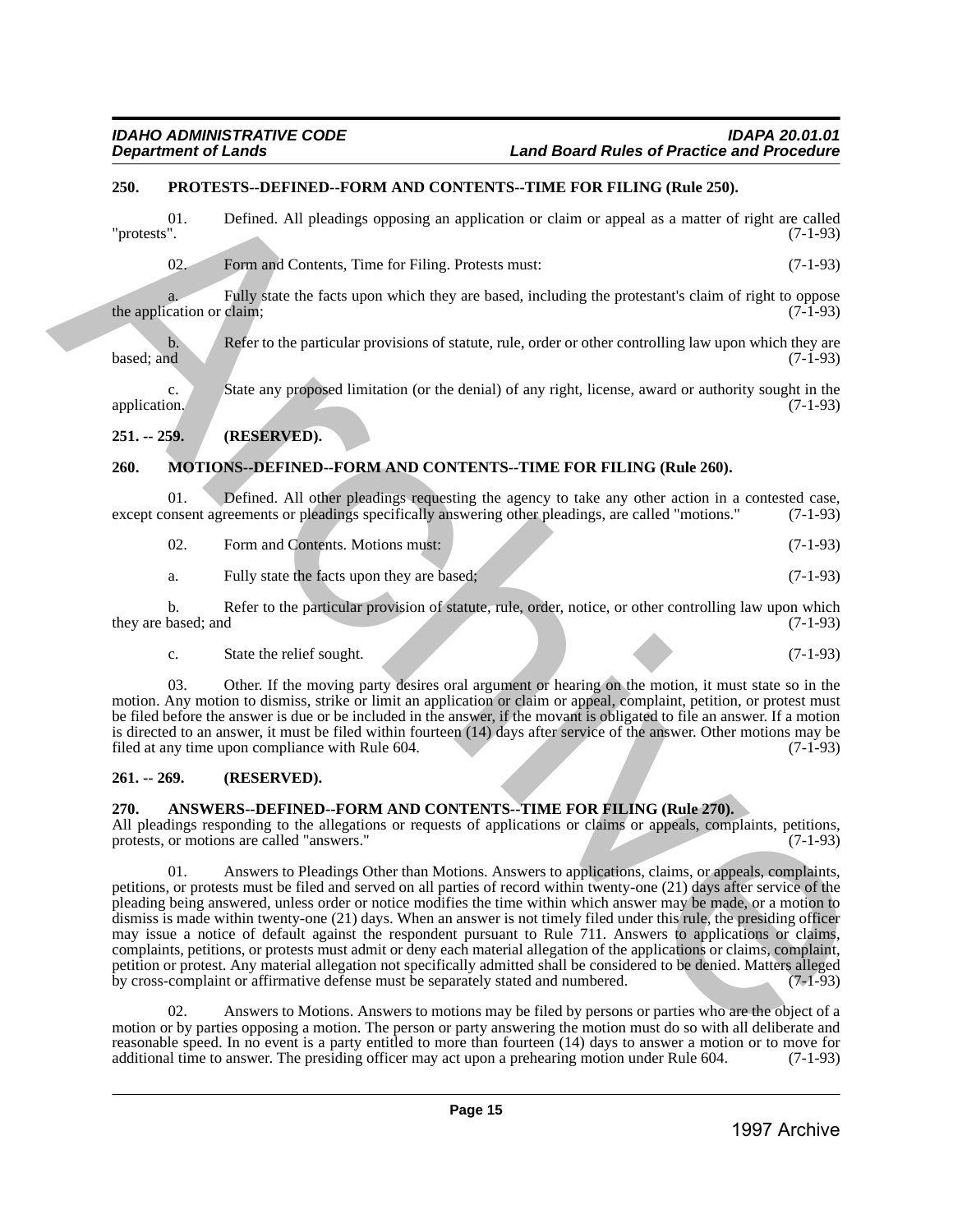## 250. PROTESTS--DEFINED--FORM AND CONTENTS--TIME FOR FILING (Rule 250).

01. Defined. All pleadings opposing an application or claim or appeal as a matter of right are called "protests". (7-1-93)

02. Form and Contents, Time for Filing. Protests must: (7-1-93)

a. Fully state the facts upon which they are based, including the protestant's claim of right to oppose the application or claim; (7-1-93)

b. Refer to the particular provisions of statute, rule, order or other controlling law upon which they are based; and (7-1-93)

c. State any proposed limitation (or the denial) of any right, license, award or authority sought in the application. (7-1-93)

## 251. -- 259. (RESERVED).

## 260. MOTIONS--DEFINED--FORM AND CONTENTS--TIME FOR FILING (Rule 260).

01. Defined. All other pleadings requesting the agency to take any other action in a contested case, except consent agreements or pleadings specifically answering other pleadings, are called "motions." (7-1-93)

02. Form and Contents. Motions must: (7-1-93)

a. Fully state the facts upon they are based; (7-1-93)

b. Refer to the particular provision of statute, rule, order, notice, or other controlling law upon which they are based; and (7-1-93)

c. State the relief sought. (7-1-93)

03. Other. If the moving party desires oral argument or hearing on the motion, it must state so in the motion. Any motion to dismiss, strike or limit an application or claim or appeal, complaint, petition, or protest must be filed before the answer is due or be included in the answer, if the movant is obligated to file an answer. If a motion is directed to an answer, it must be filed within fourteen (14) days after service of the answer. Other motions may be filed at any time upon compliance with Rule 604. (7-1-93)

## 261. -- 269. (RESERVED).

## 270. ANSWERS--DEFINED--FORM AND CONTENTS--TIME FOR FILING (Rule 270).

All pleadings responding to the allegations or requests of applications or claims or appeals, complaints, petitions, protests, or motions are called "answers." (7-1-93)

01. Answers to Pleadings Other than Motions. Answers to applications, claims, or appeals, complaints, petitions, or protests must be filed and served on all parties of record within twenty-one (21) days after service of the pleading being answered, unless order or notice modifies the time within which answer may be made, or a motion to dismiss is made within twenty-one (21) days. When an answer is not timely filed under this rule, the presiding officer may issue a notice of default against the respondent pursuant to Rule 711. Answers to applications or claims, complaints, petitions, or protests must admit or deny each material allegation of the applications or claims, complaint, petition or protest. Any material allegation not specifically admitted shall be considered to be denied. Matters alleged by cross-complaint or affirmative defense must be separately stated and numbered. (7-1-93)

02. Answers to Motions. Answers to motions may be filed by persons or parties who are the object of a motion or by parties opposing a motion. The person or party answering the motion must do so with all deliberate and reasonable speed. In no event is a party entitled to more than fourteen (14) days to answer a motion or to move for additional time to answer. The presiding officer may act upon a prehearing motion under Rule 604. (7-1-93)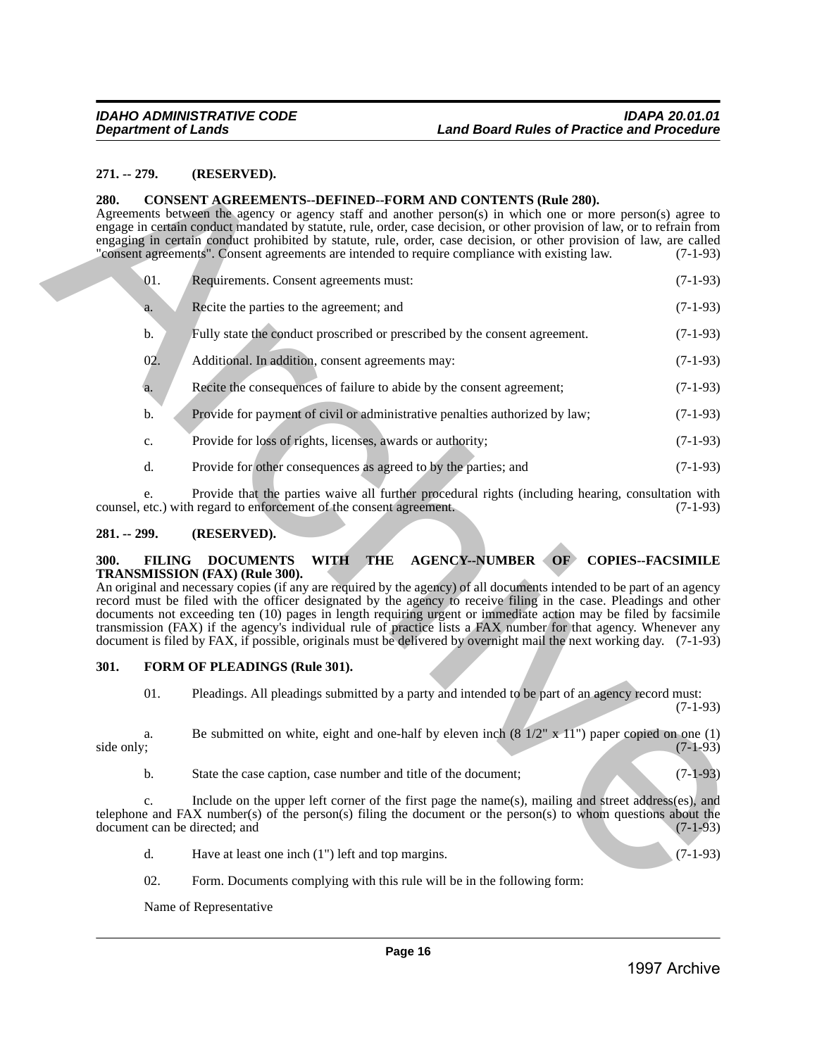**271. -- 279. (RESERVED).**

**280. CONSENT AGREEMENTS--DEFINED--FORM AND CONTENTS (Rule 280).**

Agreements between the agency or agency staff and another person(s) in which one or more person(s) agree to engage in certain conduct mandated by statute, rule, order, case decision, or other provision of law, or to refrain from engaging in certain conduct prohibited by statute, rule, order, case decision, or other provision of law, are called "consent agreements". Consent agreements are intended to require compliance with existing law. (7-1-93)

01. Requirements. Consent agreements must: (7-1-93)

a. Recite the parties to the agreement; and (7-1-93)

b. Fully state the conduct proscribed or prescribed by the consent agreement. (7-1-93)

02. Additional. In addition, consent agreements may: (7-1-93)

a. Recite the consequences of failure to abide by the consent agreement; (7-1-93)

b. Provide for payment of civil or administrative penalties authorized by law; (7-1-93)

c. Provide for loss of rights, licenses, awards or authority; (7-1-93)

d. Provide for other consequences as agreed to by the parties; and (7-1-93)

e. Provide that the parties waive all further procedural rights (including hearing, consultation with counsel, etc.) with regard to enforcement of the consent agreement. (7-1-93)

**281. -- 299. (RESERVED).**

**300. FILING DOCUMENTS WITH THE AGENCY--NUMBER OF COPIES--FACSIMILE TRANSMISSION (FAX) (Rule 300).**

An original and necessary copies (if any are required by the agency) of all documents intended to be part of an agency record must be filed with the officer designated by the agency to receive filing in the case. Pleadings and other documents not exceeding ten (10) pages in length requiring urgent or immediate action may be filed by facsimile transmission (FAX) if the agency's individual rule of practice lists a FAX number for that agency. Whenever any document is filed by FAX, if possible, originals must be delivered by overnight mail the next working day. (7-1-93)

**301. FORM OF PLEADINGS (Rule 301).**

01. Pleadings. All pleadings submitted by a party and intended to be part of an agency record must: (7-1-93)

a. Be submitted on white, eight and one-half by eleven inch (8 1/2" x 11") paper copied on one (1) side only; (7-1-93)

b. State the case caption, case number and title of the document; (7-1-93)

c. Include on the upper left corner of the first page the name(s), mailing and street address(es), and telephone and FAX number(s) of the person(s) filing the document or the person(s) to whom questions about the document can be directed; and (7-1-93)

d. Have at least one inch (1") left and top margins. (7-1-93)

02. Form. Documents complying with this rule will be in the following form:

Name of Representative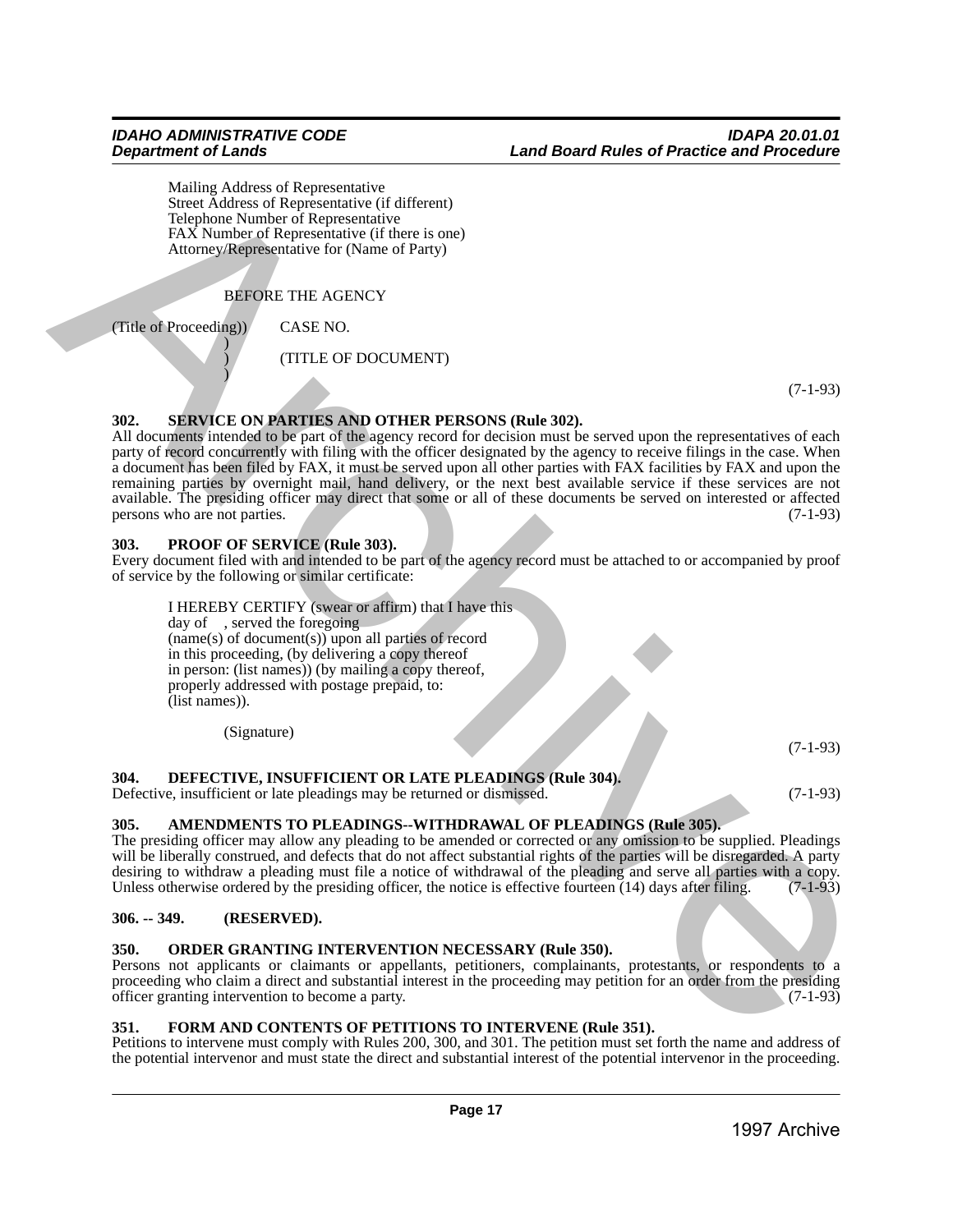Mailing Address of Representative
Street Address of Representative (if different)
Telephone Number of Representative
FAX Number of Representative (if there is one)
Attorney/Representative for (Name of Party)

BEFORE THE AGENCY

(Title of Proceeding)) CASE NO.
)
) (TITLE OF DOCUMENT)
)

(7-1-93)

### 302. SERVICE ON PARTIES AND OTHER PERSONS (Rule 302).

All documents intended to be part of the agency record for decision must be served upon the representatives of each party of record concurrently with filing with the officer designated by the agency to receive filings in the case. When a document has been filed by FAX, it must be served upon all other parties with FAX facilities by FAX and upon the remaining parties by overnight mail, hand delivery, or the next best available service if these services are not available. The presiding officer may direct that some or all of these documents be served on interested or affected persons who are not parties. (7-1-93)

### 303. PROOF OF SERVICE (Rule 303).

Every document filed with and intended to be part of the agency record must be attached to or accompanied by proof of service by the following or similar certificate:

I HEREBY CERTIFY (swear or affirm) that I have this
day of , served the foregoing
(name(s) of document(s)) upon all parties of record
in this proceeding, (by delivering a copy thereof
in person: (list names)) (by mailing a copy thereof,
properly addressed with postage prepaid, to:
(list names)).

(Signature)

(7-1-93)

### 304. DEFECTIVE, INSUFFICIENT OR LATE PLEADINGS (Rule 304).

Defective, insufficient or late pleadings may be returned or dismissed. (7-1-93)

### 305. AMENDMENTS TO PLEADINGS--WITHDRAWAL OF PLEADINGS (Rule 305).

The presiding officer may allow any pleading to be amended or corrected or any omission to be supplied. Pleadings will be liberally construed, and defects that do not affect substantial rights of the parties will be disregarded. A party desiring to withdraw a pleading must file a notice of withdrawal of the pleading and serve all parties with a copy. Unless otherwise ordered by the presiding officer, the notice is effective fourteen (14) days after filing. (7-1-93)

### 306. -- 349. (RESERVED).

### 350. ORDER GRANTING INTERVENTION NECESSARY (Rule 350).

Persons not applicants or claimants or appellants, petitioners, complainants, protestants, or respondents to a proceeding who claim a direct and substantial interest in the proceeding may petition for an order from the presiding officer granting intervention to become a party. (7-1-93)

### 351. FORM AND CONTENTS OF PETITIONS TO INTERVENE (Rule 351).

Petitions to intervene must comply with Rules 200, 300, and 301. The petition must set forth the name and address of the potential intervenor and must state the direct and substantial interest of the potential intervenor in the proceeding.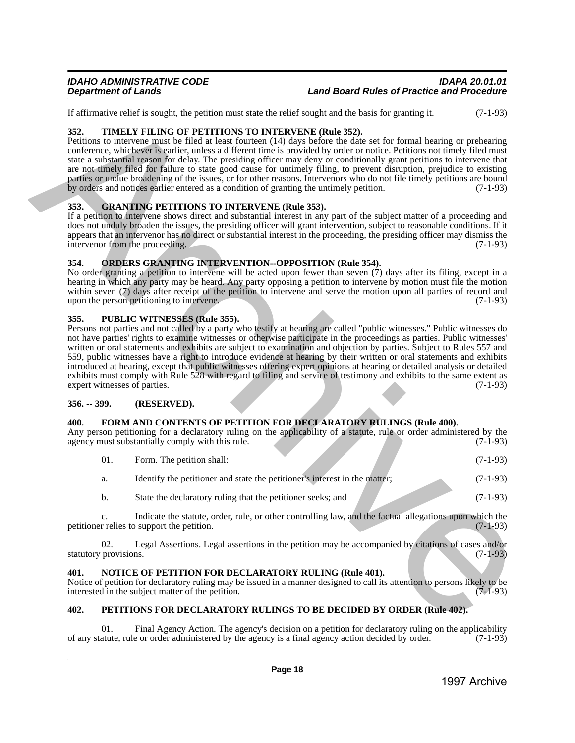If affirmative relief is sought, the petition must state the relief sought and the basis for granting it. (7-1-93)

### 352. TIMELY FILING OF PETITIONS TO INTERVENE (Rule 352).

Petitions to intervene must be filed at least fourteen (14) days before the date set for formal hearing or prehearing conference, whichever is earlier, unless a different time is provided by order or notice. Petitions not timely filed must state a substantial reason for delay. The presiding officer may deny or conditionally grant petitions to intervene that are not timely filed for failure to state good cause for untimely filing, to prevent disruption, prejudice to existing parties or undue broadening of the issues, or for other reasons. Intervenors who do not file timely petitions are bound by orders and notices earlier entered as a condition of granting the untimely petition. (7-1-93)

### 353. GRANTING PETITIONS TO INTERVENE (Rule 353).

If a petition to intervene shows direct and substantial interest in any part of the subject matter of a proceeding and does not unduly broaden the issues, the presiding officer will grant intervention, subject to reasonable conditions. If it appears that an intervenor has no direct or substantial interest in the proceeding, the presiding officer may dismiss the intervenor from the proceeding. (7-1-93)

### 354. ORDERS GRANTING INTERVENTION--OPPOSITION (Rule 354).

No order granting a petition to intervene will be acted upon fewer than seven (7) days after its filing, except in a hearing in which any party may be heard. Any party opposing a petition to intervene by motion must file the motion within seven (7) days after receipt of the petition to intervene and serve the motion upon all parties of record and upon the person petitioning to intervene. (7-1-93)

### 355. PUBLIC WITNESSES (Rule 355).

Persons not parties and not called by a party who testify at hearing are called "public witnesses." Public witnesses do not have parties' rights to examine witnesses or otherwise participate in the proceedings as parties. Public witnesses' written or oral statements and exhibits are subject to examination and objection by parties. Subject to Rules 557 and 559, public witnesses have a right to introduce evidence at hearing by their written or oral statements and exhibits introduced at hearing, except that public witnesses offering expert opinions at hearing or detailed analysis or detailed exhibits must comply with Rule 528 with regard to filing and service of testimony and exhibits to the same extent as expert witnesses of parties. (7-1-93)

### 356. -- 399. (RESERVED).

### 400. FORM AND CONTENTS OF PETITION FOR DECLARATORY RULINGS (Rule 400).

Any person petitioning for a declaratory ruling on the applicability of a statute, rule or order administered by the agency must substantially comply with this rule. (7-1-93)

01. Form. The petition shall: (7-1-93)

a. Identify the petitioner and state the petitioner's interest in the matter; (7-1-93)

b. State the declaratory ruling that the petitioner seeks; and (7-1-93)

c. Indicate the statute, order, rule, or other controlling law, and the factual allegations upon which the petitioner relies to support the petition. (7-1-93)

02. Legal Assertions. Legal assertions in the petition may be accompanied by citations of cases and/or statutory provisions. (7-1-93)

### 401. NOTICE OF PETITION FOR DECLARATORY RULING (Rule 401).

Notice of petition for declaratory ruling may be issued in a manner designed to call its attention to persons likely to be interested in the subject matter of the petition. (7-1-93)

### 402. PETITIONS FOR DECLARATORY RULINGS TO BE DECIDED BY ORDER (Rule 402).

01. Final Agency Action. The agency's decision on a petition for declaratory ruling on the applicability of any statute, rule or order administered by the agency is a final agency action decided by order. (7-1-93)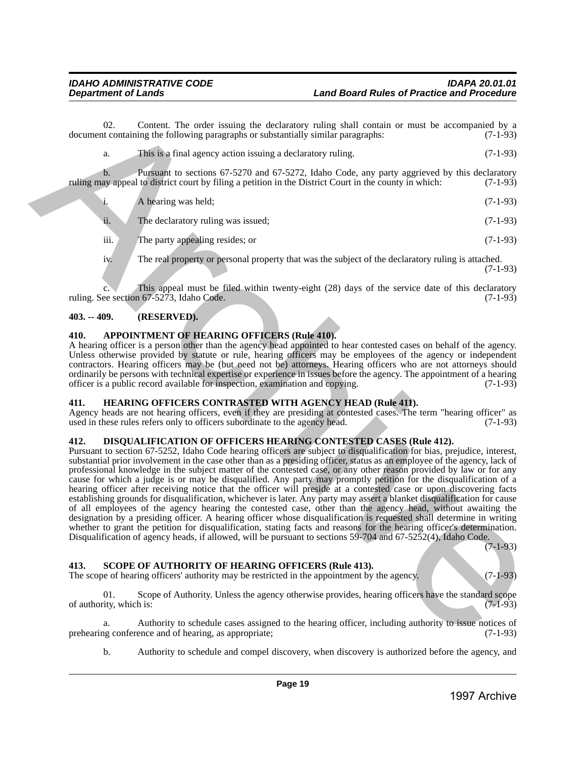02. Content. The order issuing the declaratory ruling shall contain or must be accompanied by a document containing the following paragraphs or substantially similar paragraphs: (7-1-93)

a. This is a final agency action issuing a declaratory ruling. (7-1-93)

b. Pursuant to sections 67-5270 and 67-5272, Idaho Code, any party aggrieved by this declaratory ruling may appeal to district court by filing a petition in the District Court in the county in which: (7-1-93)

i. A hearing was held; (7-1-93)

ii. The declaratory ruling was issued; (7-1-93)

iii. The party appealing resides; or (7-1-93)

iv. The real property or personal property that was the subject of the declaratory ruling is attached. (7-1-93)

c. This appeal must be filed within twenty-eight (28) days of the service date of this declaratory ruling. See section 67-5273, Idaho Code. (7-1-93)

**403. -- 409. (RESERVED).**

**410. APPOINTMENT OF HEARING OFFICERS (Rule 410).**

A hearing officer is a person other than the agency head appointed to hear contested cases on behalf of the agency. Unless otherwise provided by statute or rule, hearing officers may be employees of the agency or independent contractors. Hearing officers may be (but need not be) attorneys. Hearing officers who are not attorneys should ordinarily be persons with technical expertise or experience in issues before the agency. The appointment of a hearing officer is a public record available for inspection, examination and copying. (7-1-93)

**411. HEARING OFFICERS CONTRASTED WITH AGENCY HEAD (Rule 411).**

Agency heads are not hearing officers, even if they are presiding at contested cases. The term "hearing officer" as used in these rules refers only to officers subordinate to the agency head. (7-1-93)

**412. DISQUALIFICATION OF OFFICERS HEARING CONTESTED CASES (Rule 412).**

Pursuant to section 67-5252, Idaho Code hearing officers are subject to disqualification for bias, prejudice, interest, substantial prior involvement in the case other than as a presiding officer, status as an employee of the agency, lack of professional knowledge in the subject matter of the contested case, or any other reason provided by law or for any cause for which a judge is or may be disqualified. Any party may promptly petition for the disqualification of a hearing officer after receiving notice that the officer will preside at a contested case or upon discovering facts establishing grounds for disqualification, whichever is later. Any party may assert a blanket disqualification for cause of all employees of the agency hearing the contested case, other than the agency head, without awaiting the designation by a presiding officer. A hearing officer whose disqualification is requested shall determine in writing whether to grant the petition for disqualification, stating facts and reasons for the hearing officer's determination. Disqualification of agency heads, if allowed, will be pursuant to sections 59-704 and 67-5252(4), Idaho Code. (7-1-93)

**413. SCOPE OF AUTHORITY OF HEARING OFFICERS (Rule 413).**

The scope of hearing officers' authority may be restricted in the appointment by the agency. (7-1-93)

01. Scope of Authority. Unless the agency otherwise provides, hearing officers have the standard scope of authority, which is: (7-1-93)

a. Authority to schedule cases assigned to the hearing officer, including authority to issue notices of prehearing conference and of hearing, as appropriate; (7-1-93)

b. Authority to schedule and compel discovery, when discovery is authorized before the agency, and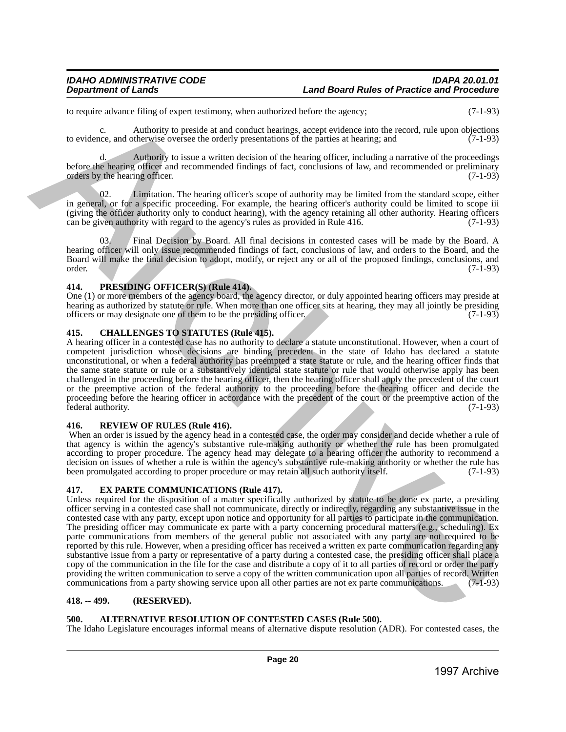to require advance filing of expert testimony, when authorized before the agency; (7-1-93)

c. Authority to preside at and conduct hearings, accept evidence into the record, rule upon objections to evidence, and otherwise oversee the orderly presentations of the parties at hearing; and (7-1-93)

d. Authority to issue a written decision of the hearing officer, including a narrative of the proceedings before the hearing officer and recommended findings of fact, conclusions of law, and recommended or preliminary orders by the hearing officer. (7-1-93)

02. Limitation. The hearing officer's scope of authority may be limited from the standard scope, either in general, or for a specific proceeding. For example, the hearing officer's authority could be limited to scope iii (giving the officer authority only to conduct hearing), with the agency retaining all other authority. Hearing officers can be given authority with regard to the agency's rules as provided in Rule 416. (7-1-93)

03. Final Decision by Board. All final decisions in contested cases will be made by the Board. A hearing officer will only issue recommended findings of fact, conclusions of law, and orders to the Board, and the Board will make the final decision to adopt, modify, or reject any or all of the proposed findings, conclusions, and order. (7-1-93)

### 414. PRESIDING OFFICER(S) (Rule 414).

One (1) or more members of the agency board, the agency director, or duly appointed hearing officers may preside at hearing as authorized by statute or rule. When more than one officer sits at hearing, they may all jointly be presiding officers or may designate one of them to be the presiding officer. (7-1-93)

### 415. CHALLENGES TO STATUTES (Rule 415).

A hearing officer in a contested case has no authority to declare a statute unconstitutional. However, when a court of competent jurisdiction whose decisions are binding precedent in the state of Idaho has declared a statute unconstitutional, or when a federal authority has preempted a state statute or rule, and the hearing officer finds that the same state statute or rule or a substantively identical state statute or rule that would otherwise apply has been challenged in the proceeding before the hearing officer, then the hearing officer shall apply the precedent of the court or the preemptive action of the federal authority to the proceeding before the hearing officer and decide the proceeding before the hearing officer in accordance with the precedent of the court or the preemptive action of the federal authority. (7-1-93)

### 416. REVIEW OF RULES (Rule 416).

When an order is issued by the agency head in a contested case, the order may consider and decide whether a rule of that agency is within the agency's substantive rule-making authority or whether the rule has been promulgated according to proper procedure. The agency head may delegate to a hearing officer the authority to recommend a decision on issues of whether a rule is within the agency's substantive rule-making authority or whether the rule has been promulgated according to proper procedure or may retain all such authority itself. (7-1-93)

### 417. EX PARTE COMMUNICATIONS (Rule 417).

Unless required for the disposition of a matter specifically authorized by statute to be done ex parte, a presiding officer serving in a contested case shall not communicate, directly or indirectly, regarding any substantive issue in the contested case with any party, except upon notice and opportunity for all parties to participate in the communication. The presiding officer may communicate ex parte with a party concerning procedural matters (e.g., scheduling). Ex parte communications from members of the general public not associated with any party are not required to be reported by this rule. However, when a presiding officer has received a written ex parte communication regarding any substantive issue from a party or representative of a party during a contested case, the presiding officer shall place a copy of the communication in the file for the case and distribute a copy of it to all parties of record or order the party providing the written communication to serve a copy of the written communication upon all parties of record. Written communications from a party showing service upon all other parties are not ex parte communications. (7-1-93)

### 418. -- 499. (RESERVED).

### 500. ALTERNATIVE RESOLUTION OF CONTESTED CASES (Rule 500).

The Idaho Legislature encourages informal means of alternative dispute resolution (ADR). For contested cases, the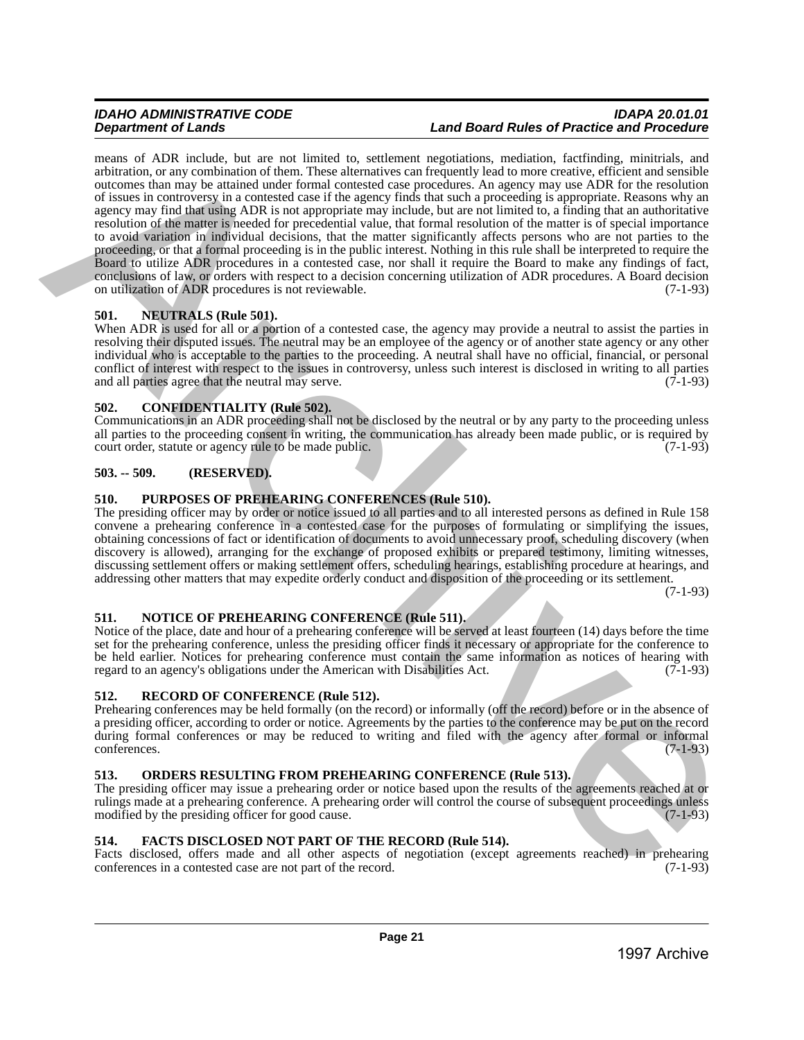means of ADR include, but are not limited to, settlement negotiations, mediation, factfinding, minitrials, and arbitration, or any combination of them. These alternatives can frequently lead to more creative, efficient and sensible outcomes than may be attained under formal contested case procedures. An agency may use ADR for the resolution of issues in controversy in a contested case if the agency finds that such a proceeding is appropriate. Reasons why an agency may find that using ADR is not appropriate may include, but are not limited to, a finding that an authoritative resolution of the matter is needed for precedential value, that formal resolution of the matter is of special importance to avoid variation in individual decisions, that the matter significantly affects persons who are not parties to the proceeding, or that a formal proceeding is in the public interest. Nothing in this rule shall be interpreted to require the Board to utilize ADR procedures in a contested case, nor shall it require the Board to make any findings of fact, conclusions of law, or orders with respect to a decision concerning utilization of ADR procedures. A Board decision on utilization of ADR procedures is not reviewable. (7-1-93)

## 501. NEUTRALS (Rule 501).

When ADR is used for all or a portion of a contested case, the agency may provide a neutral to assist the parties in resolving their disputed issues. The neutral may be an employee of the agency or of another state agency or any other individual who is acceptable to the parties to the proceeding. A neutral shall have no official, financial, or personal conflict of interest with respect to the issues in controversy, unless such interest is disclosed in writing to all parties and all parties agree that the neutral may serve. (7-1-93)

## 502. CONFIDENTIALITY (Rule 502).

Communications in an ADR proceeding shall not be disclosed by the neutral or by any party to the proceeding unless all parties to the proceeding consent in writing, the communication has already been made public, or is required by court order, statute or agency rule to be made public. (7-1-93)

## 503. -- 509. (RESERVED).

## 510. PURPOSES OF PREHEARING CONFERENCES (Rule 510).

The presiding officer may by order or notice issued to all parties and to all interested persons as defined in Rule 158 convene a prehearing conference in a contested case for the purposes of formulating or simplifying the issues, obtaining concessions of fact or identification of documents to avoid unnecessary proof, scheduling discovery (when discovery is allowed), arranging for the exchange of proposed exhibits or prepared testimony, limiting witnesses, discussing settlement offers or making settlement offers, scheduling hearings, establishing procedure at hearings, and addressing other matters that may expedite orderly conduct and disposition of the proceeding or its settlement. (7-1-93)

## 511. NOTICE OF PREHEARING CONFERENCE (Rule 511).

Notice of the place, date and hour of a prehearing conference will be served at least fourteen (14) days before the time set for the prehearing conference, unless the presiding officer finds it necessary or appropriate for the conference to be held earlier. Notices for prehearing conference must contain the same information as notices of hearing with regard to an agency's obligations under the American with Disabilities Act. (7-1-93)

## 512. RECORD OF CONFERENCE (Rule 512).

Prehearing conferences may be held formally (on the record) or informally (off the record) before or in the absence of a presiding officer, according to order or notice. Agreements by the parties to the conference may be put on the record during formal conferences or may be reduced to writing and filed with the agency after formal or informal conferences. (7-1-93)

## 513. ORDERS RESULTING FROM PREHEARING CONFERENCE (Rule 513).

The presiding officer may issue a prehearing order or notice based upon the results of the agreements reached at or rulings made at a prehearing conference. A prehearing order will control the course of subsequent proceedings unless modified by the presiding officer for good cause. (7-1-93)

## 514. FACTS DISCLOSED NOT PART OF THE RECORD (Rule 514).

Facts disclosed, offers made and all other aspects of negotiation (except agreements reached) in prehearing conferences in a contested case are not part of the record. (7-1-93)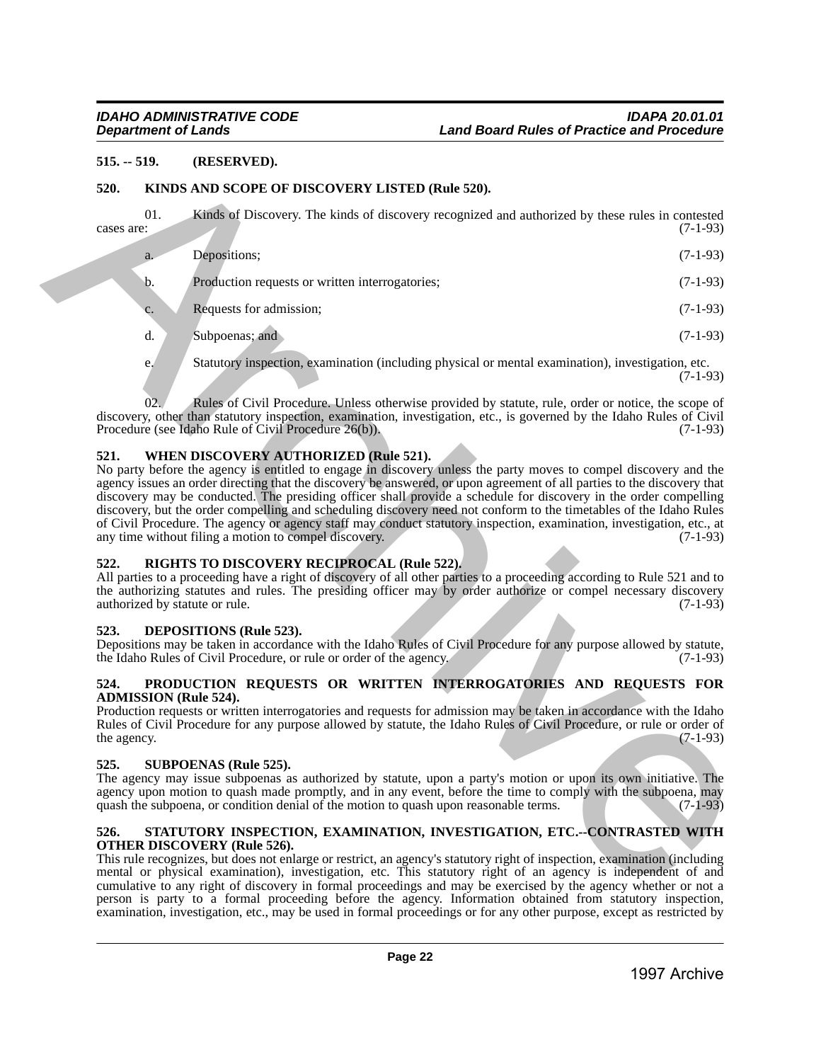**515. -- 519. (RESERVED).**

**520. KINDS AND SCOPE OF DISCOVERY LISTED (Rule 520).**

01. Kinds of Discovery. The kinds of discovery recognized and authorized by these rules in contested cases are: (7-1-93)

a. Depositions; (7-1-93)

b. Production requests or written interrogatories; (7-1-93)

c. Requests for admission; (7-1-93)

d. Subpoenas; and (7-1-93)

e. Statutory inspection, examination (including physical or mental examination), investigation, etc. (7-1-93)

02. Rules of Civil Procedure. Unless otherwise provided by statute, rule, order or notice, the scope of discovery, other than statutory inspection, examination, investigation, etc., is governed by the Idaho Rules of Civil Procedure (see Idaho Rule of Civil Procedure 26(b)). (7-1-93)

**521. WHEN DISCOVERY AUTHORIZED (Rule 521).**

No party before the agency is entitled to engage in discovery unless the party moves to compel discovery and the agency issues an order directing that the discovery be answered, or upon agreement of all parties to the discovery that discovery may be conducted. The presiding officer shall provide a schedule for discovery in the order compelling discovery, but the order compelling and scheduling discovery need not conform to the timetables of the Idaho Rules of Civil Procedure. The agency or agency staff may conduct statutory inspection, examination, investigation, etc., at any time without filing a motion to compel discovery. (7-1-93)

**522. RIGHTS TO DISCOVERY RECIPROCAL (Rule 522).**

All parties to a proceeding have a right of discovery of all other parties to a proceeding according to Rule 521 and to the authorizing statutes and rules. The presiding officer may by order authorize or compel necessary discovery authorized by statute or rule. (7-1-93)

**523. DEPOSITIONS (Rule 523).**

Depositions may be taken in accordance with the Idaho Rules of Civil Procedure for any purpose allowed by statute, the Idaho Rules of Civil Procedure, or rule or order of the agency. (7-1-93)

**524. PRODUCTION REQUESTS OR WRITTEN INTERROGATORIES AND REQUESTS FOR ADMISSION (Rule 524).**

Production requests or written interrogatories and requests for admission may be taken in accordance with the Idaho Rules of Civil Procedure for any purpose allowed by statute, the Idaho Rules of Civil Procedure, or rule or order of the agency. (7-1-93)

**525. SUBPOENAS (Rule 525).**

The agency may issue subpoenas as authorized by statute, upon a party's motion or upon its own initiative. The agency upon motion to quash made promptly, and in any event, before the time to comply with the subpoena, may quash the subpoena, or condition denial of the motion to quash upon reasonable terms. (7-1-93)

**526. STATUTORY INSPECTION, EXAMINATION, INVESTIGATION, ETC.--CONTRASTED WITH OTHER DISCOVERY (Rule 526).**

This rule recognizes, but does not enlarge or restrict, an agency's statutory right of inspection, examination (including mental or physical examination), investigation, etc. This statutory right of an agency is independent of and cumulative to any right of discovery in formal proceedings and may be exercised by the agency whether or not a person is party to a formal proceeding before the agency. Information obtained from statutory inspection, examination, investigation, etc., may be used in formal proceedings or for any other purpose, except as restricted by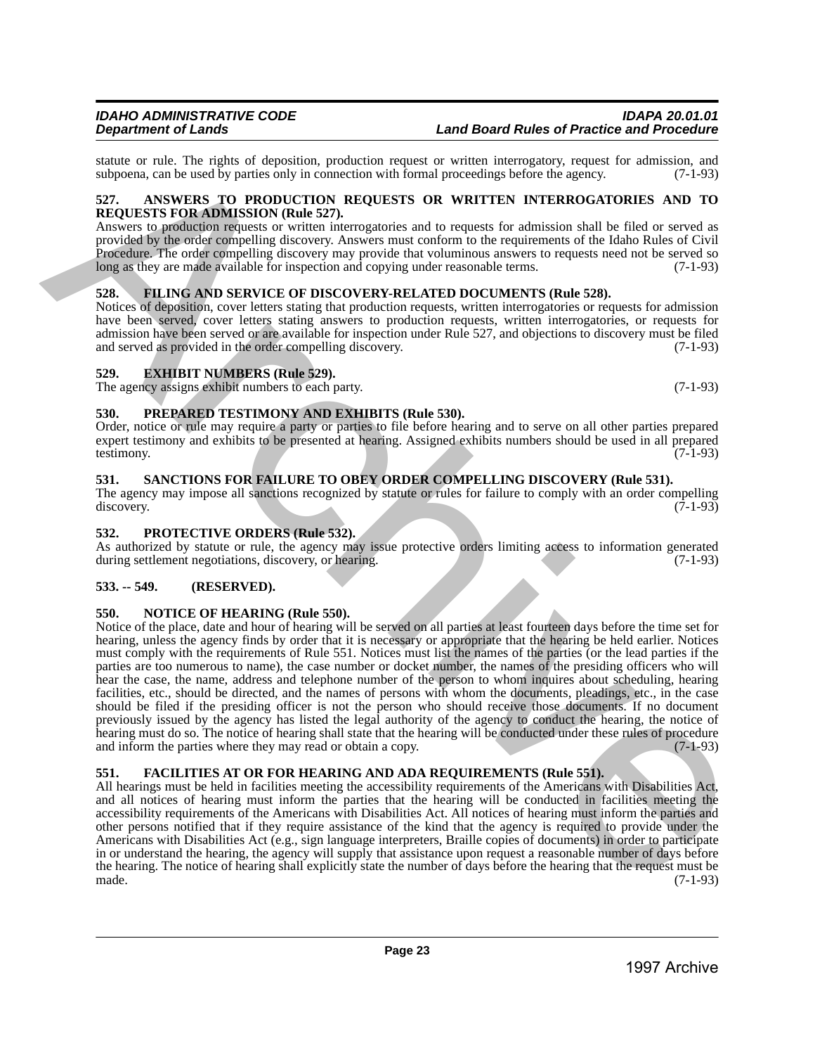statute or rule. The rights of deposition, production request or written interrogatory, request for admission, and subpoena, can be used by parties only in connection with formal proceedings before the agency. (7-1-93)

### 527. ANSWERS TO PRODUCTION REQUESTS OR WRITTEN INTERROGATORIES AND TO REQUESTS FOR ADMISSION (Rule 527).

Answers to production requests or written interrogatories and to requests for admission shall be filed or served as provided by the order compelling discovery. Answers must conform to the requirements of the Idaho Rules of Civil Procedure. The order compelling discovery may provide that voluminous answers to requests need not be served so long as they are made available for inspection and copying under reasonable terms. (7-1-93)

### 528. FILING AND SERVICE OF DISCOVERY-RELATED DOCUMENTS (Rule 528).

Notices of deposition, cover letters stating that production requests, written interrogatories or requests for admission have been served, cover letters stating answers to production requests, written interrogatories, or requests for admission have been served or are available for inspection under Rule 527, and objections to discovery must be filed and served as provided in the order compelling discovery. (7-1-93)

### 529. EXHIBIT NUMBERS (Rule 529).

The agency assigns exhibit numbers to each party. (7-1-93)

### 530. PREPARED TESTIMONY AND EXHIBITS (Rule 530).

Order, notice or rule may require a party or parties to file before hearing and to serve on all other parties prepared expert testimony and exhibits to be presented at hearing. Assigned exhibits numbers should be used in all prepared testimony. (7-1-93)

### 531. SANCTIONS FOR FAILURE TO OBEY ORDER COMPELLING DISCOVERY (Rule 531).

The agency may impose all sanctions recognized by statute or rules for failure to comply with an order compelling discovery. (7-1-93)

### 532. PROTECTIVE ORDERS (Rule 532).

As authorized by statute or rule, the agency may issue protective orders limiting access to information generated during settlement negotiations, discovery, or hearing. (7-1-93)

### 533. -- 549. (RESERVED).

### 550. NOTICE OF HEARING (Rule 550).

Notice of the place, date and hour of hearing will be served on all parties at least fourteen days before the time set for hearing, unless the agency finds by order that it is necessary or appropriate that the hearing be held earlier. Notices must comply with the requirements of Rule 551. Notices must list the names of the parties (or the lead parties if the parties are too numerous to name), the case number or docket number, the names of the presiding officers who will hear the case, the name, address and telephone number of the person to whom inquires about scheduling, hearing facilities, etc., should be directed, and the names of persons with whom the documents, pleadings, etc., in the case should be filed if the presiding officer is not the person who should receive those documents. If no document previously issued by the agency has listed the legal authority of the agency to conduct the hearing, the notice of hearing must do so. The notice of hearing shall state that the hearing will be conducted under these rules of procedure and inform the parties where they may read or obtain a copy. (7-1-93)

### 551. FACILITIES AT OR FOR HEARING AND ADA REQUIREMENTS (Rule 551).

All hearings must be held in facilities meeting the accessibility requirements of the Americans with Disabilities Act, and all notices of hearing must inform the parties that the hearing will be conducted in facilities meeting the accessibility requirements of the Americans with Disabilities Act. All notices of hearing must inform the parties and other persons notified that if they require assistance of the kind that the agency is required to provide under the Americans with Disabilities Act (e.g., sign language interpreters, Braille copies of documents) in order to participate in or understand the hearing, the agency will supply that assistance upon request a reasonable number of days before the hearing. The notice of hearing shall explicitly state the number of days before the hearing that the request must be made. (7-1-93)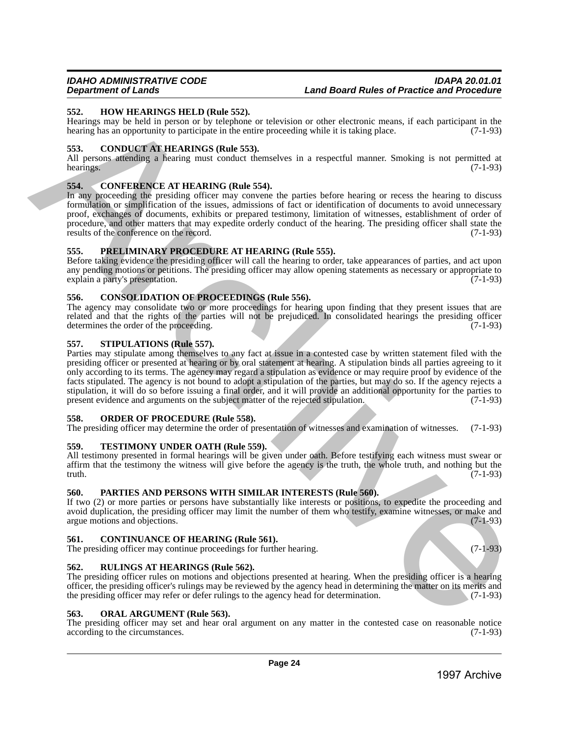### 552. HOW HEARINGS HELD (Rule 552).

Hearings may be held in person or by telephone or television or other electronic means, if each participant in the hearing has an opportunity to participate in the entire proceeding while it is taking place. (7-1-93)

### 553. CONDUCT AT HEARINGS (Rule 553).

All persons attending a hearing must conduct themselves in a respectful manner. Smoking is not permitted at hearings. (7-1-93)

### 554. CONFERENCE AT HEARING (Rule 554).

In any proceeding the presiding officer may convene the parties before hearing or recess the hearing to discuss formulation or simplification of the issues, admissions of fact or identification of documents to avoid unnecessary proof, exchanges of documents, exhibits or prepared testimony, limitation of witnesses, establishment of order of procedure, and other matters that may expedite orderly conduct of the hearing. The presiding officer shall state the results of the conference on the record. (7-1-93)

### 555. PRELIMINARY PROCEDURE AT HEARING (Rule 555).

Before taking evidence the presiding officer will call the hearing to order, take appearances of parties, and act upon any pending motions or petitions. The presiding officer may allow opening statements as necessary or appropriate to explain a party's presentation. (7-1-93)

### 556. CONSOLIDATION OF PROCEEDINGS (Rule 556).

The agency may consolidate two or more proceedings for hearing upon finding that they present issues that are related and that the rights of the parties will not be prejudiced. In consolidated hearings the presiding officer determines the order of the proceeding. (7-1-93)

### 557. STIPULATIONS (Rule 557).

Parties may stipulate among themselves to any fact at issue in a contested case by written statement filed with the presiding officer or presented at hearing or by oral statement at hearing. A stipulation binds all parties agreeing to it only according to its terms. The agency may regard a stipulation as evidence or may require proof by evidence of the facts stipulated. The agency is not bound to adopt a stipulation of the parties, but may do so. If the agency rejects a stipulation, it will do so before issuing a final order, and it will provide an additional opportunity for the parties to present evidence and arguments on the subject matter of the rejected stipulation. (7-1-93)

### 558. ORDER OF PROCEDURE (Rule 558).

The presiding officer may determine the order of presentation of witnesses and examination of witnesses. (7-1-93)

### 559. TESTIMONY UNDER OATH (Rule 559).

All testimony presented in formal hearings will be given under oath. Before testifying each witness must swear or affirm that the testimony the witness will give before the agency is the truth, the whole truth, and nothing but the truth. (7-1-93)

### 560. PARTIES AND PERSONS WITH SIMILAR INTERESTS (Rule 560).

If two (2) or more parties or persons have substantially like interests or positions, to expedite the proceeding and avoid duplication, the presiding officer may limit the number of them who testify, examine witnesses, or make and argue motions and objections. (7-1-93)

### 561. CONTINUANCE OF HEARING (Rule 561).

The presiding officer may continue proceedings for further hearing. (7-1-93)

### 562. RULINGS AT HEARINGS (Rule 562).

The presiding officer rules on motions and objections presented at hearing. When the presiding officer is a hearing officer, the presiding officer's rulings may be reviewed by the agency head in determining the matter on its merits and the presiding officer may refer or defer rulings to the agency head for determination. (7-1-93)

### 563. ORAL ARGUMENT (Rule 563).

The presiding officer may set and hear oral argument on any matter in the contested case on reasonable notice according to the circumstances. (7-1-93)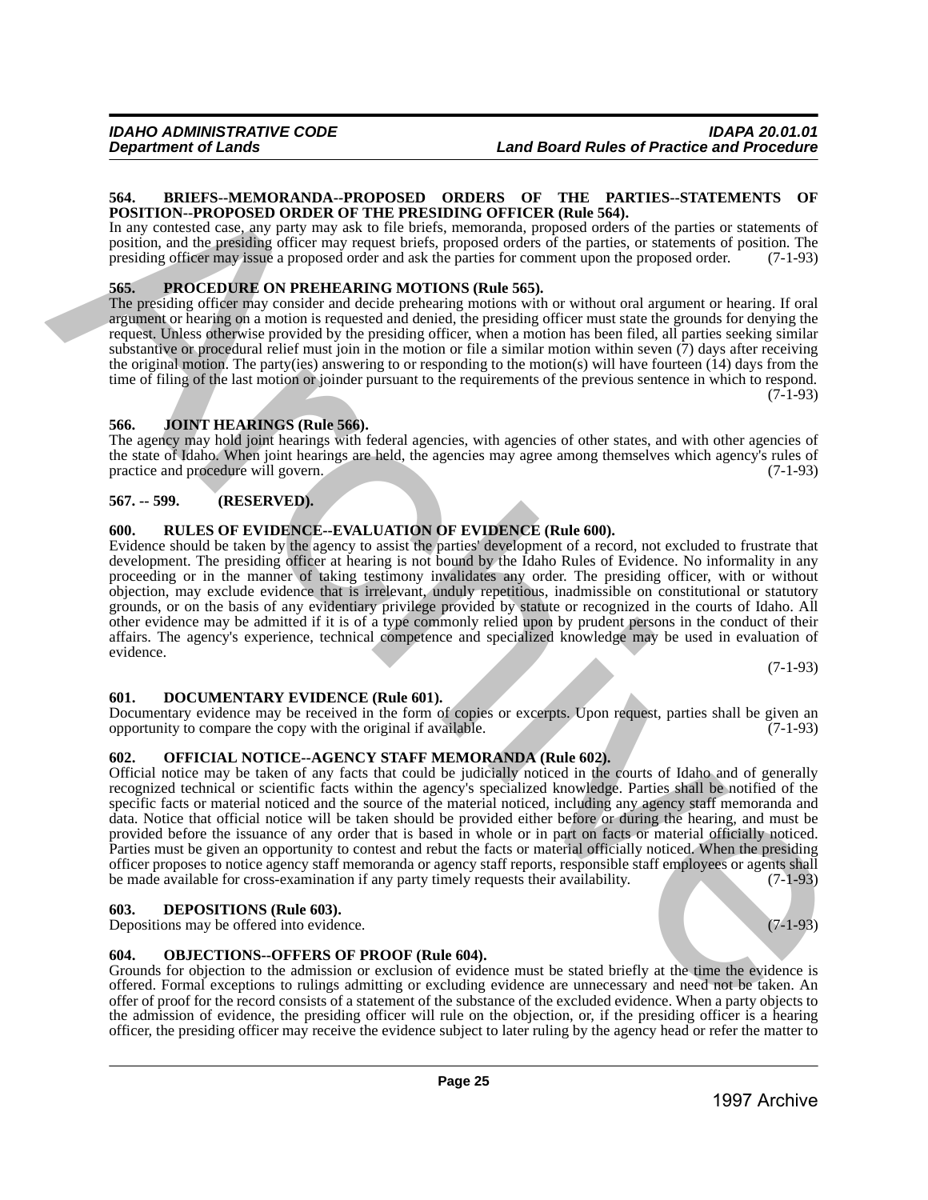### 564. BRIEFS--MEMORANDA--PROPOSED ORDERS OF THE PARTIES--STATEMENTS OF POSITION--PROPOSED ORDER OF THE PRESIDING OFFICER (Rule 564).

In any contested case, any party may ask to file briefs, memoranda, proposed orders of the parties or statements of position, and the presiding officer may request briefs, proposed orders of the parties, or statements of position. The presiding officer may issue a proposed order and ask the parties for comment upon the proposed order. (7-1-93)

### 565. PROCEDURE ON PREHEARING MOTIONS (Rule 565).

The presiding officer may consider and decide prehearing motions with or without oral argument or hearing. If oral argument or hearing on a motion is requested and denied, the presiding officer must state the grounds for denying the request. Unless otherwise provided by the presiding officer, when a motion has been filed, all parties seeking similar substantive or procedural relief must join in the motion or file a similar motion within seven (7) days after receiving the original motion. The party(ies) answering to or responding to the motion(s) will have fourteen (14) days from the time of filing of the last motion or joinder pursuant to the requirements of the previous sentence in which to respond. (7-1-93)

### 566. JOINT HEARINGS (Rule 566).

The agency may hold joint hearings with federal agencies, with agencies of other states, and with other agencies of the state of Idaho. When joint hearings are held, the agencies may agree among themselves which agency's rules of practice and procedure will govern. (7-1-93)

### 567. -- 599. (RESERVED).

### 600. RULES OF EVIDENCE--EVALUATION OF EVIDENCE (Rule 600).

Evidence should be taken by the agency to assist the parties' development of a record, not excluded to frustrate that development. The presiding officer at hearing is not bound by the Idaho Rules of Evidence. No informality in any proceeding or in the manner of taking testimony invalidates any order. The presiding officer, with or without objection, may exclude evidence that is irrelevant, unduly repetitious, inadmissible on constitutional or statutory grounds, or on the basis of any evidentiary privilege provided by statute or recognized in the courts of Idaho. All other evidence may be admitted if it is of a type commonly relied upon by prudent persons in the conduct of their affairs. The agency's experience, technical competence and specialized knowledge may be used in evaluation of evidence. (7-1-93)

### 601. DOCUMENTARY EVIDENCE (Rule 601).

Documentary evidence may be received in the form of copies or excerpts. Upon request, parties shall be given an opportunity to compare the copy with the original if available. (7-1-93)

### 602. OFFICIAL NOTICE--AGENCY STAFF MEMORANDA (Rule 602).

Official notice may be taken of any facts that could be judicially noticed in the courts of Idaho and of generally recognized technical or scientific facts within the agency's specialized knowledge. Parties shall be notified of the specific facts or material noticed and the source of the material noticed, including any agency staff memoranda and data. Notice that official notice will be taken should be provided either before or during the hearing, and must be provided before the issuance of any order that is based in whole or in part on facts or material officially noticed. Parties must be given an opportunity to contest and rebut the facts or material officially noticed. When the presiding officer proposes to notice agency staff memoranda or agency staff reports, responsible staff employees or agents shall be made available for cross-examination if any party timely requests their availability. (7-1-93)

### 603. DEPOSITIONS (Rule 603).

Depositions may be offered into evidence. (7-1-93)

### 604. OBJECTIONS--OFFERS OF PROOF (Rule 604).

Grounds for objection to the admission or exclusion of evidence must be stated briefly at the time the evidence is offered. Formal exceptions to rulings admitting or excluding evidence are unnecessary and need not be taken. An offer of proof for the record consists of a statement of the substance of the excluded evidence. When a party objects to the admission of evidence, the presiding officer will rule on the objection, or, if the presiding officer is a hearing officer, the presiding officer may receive the evidence subject to later ruling by the agency head or refer the matter to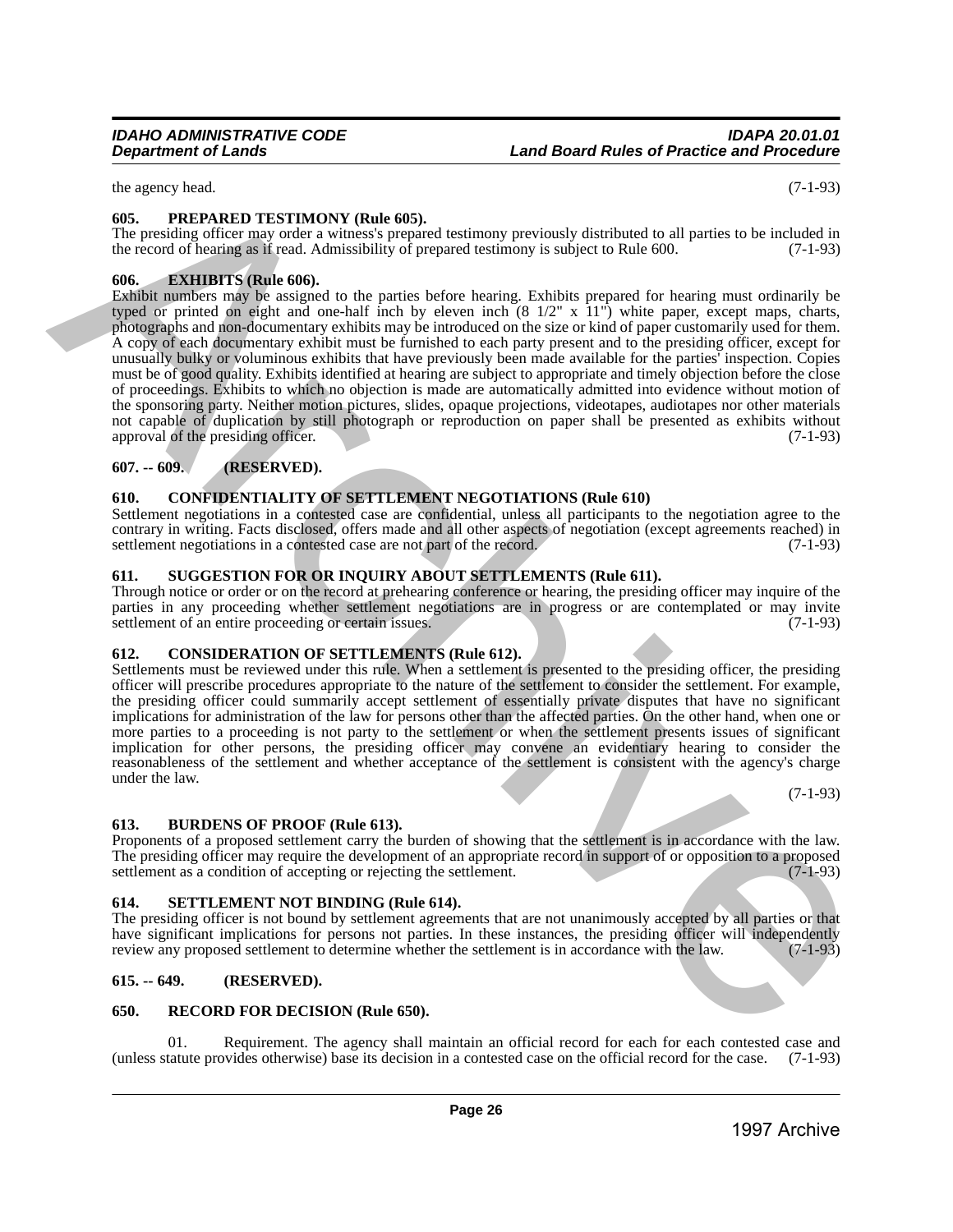the agency head. (7-1-93)

### 605. PREPARED TESTIMONY (Rule 605).

The presiding officer may order a witness's prepared testimony previously distributed to all parties to be included in the record of hearing as if read. Admissibility of prepared testimony is subject to Rule 600. (7-1-93)

### 606. EXHIBITS (Rule 606).

Exhibit numbers may be assigned to the parties before hearing. Exhibits prepared for hearing must ordinarily be typed or printed on eight and one-half inch by eleven inch (8 1/2" x 11") white paper, except maps, charts, photographs and non-documentary exhibits may be introduced on the size or kind of paper customarily used for them. A copy of each documentary exhibit must be furnished to each party present and to the presiding officer, except for unusually bulky or voluminous exhibits that have previously been made available for the parties' inspection. Copies must be of good quality. Exhibits identified at hearing are subject to appropriate and timely objection before the close of proceedings. Exhibits to which no objection is made are automatically admitted into evidence without motion of the sponsoring party. Neither motion pictures, slides, opaque projections, videotapes, audiotapes nor other materials not capable of duplication by still photograph or reproduction on paper shall be presented as exhibits without approval of the presiding officer. (7-1-93)

### 607. -- 609. (RESERVED).

### 610. CONFIDENTIALITY OF SETTLEMENT NEGOTIATIONS (Rule 610)

Settlement negotiations in a contested case are confidential, unless all participants to the negotiation agree to the contrary in writing. Facts disclosed, offers made and all other aspects of negotiation (except agreements reached) in settlement negotiations in a contested case are not part of the record. (7-1-93)

### 611. SUGGESTION FOR OR INQUIRY ABOUT SETTLEMENTS (Rule 611).

Through notice or order or on the record at prehearing conference or hearing, the presiding officer may inquire of the parties in any proceeding whether settlement negotiations are in progress or are contemplated or may invite settlement of an entire proceeding or certain issues. (7-1-93)

### 612. CONSIDERATION OF SETTLEMENTS (Rule 612).

Settlements must be reviewed under this rule. When a settlement is presented to the presiding officer, the presiding officer will prescribe procedures appropriate to the nature of the settlement to consider the settlement. For example, the presiding officer could summarily accept settlement of essentially private disputes that have no significant implications for administration of the law for persons other than the affected parties. On the other hand, when one or more parties to a proceeding is not party to the settlement or when the settlement presents issues of significant implication for other persons, the presiding officer may convene an evidentiary hearing to consider the reasonableness of the settlement and whether acceptance of the settlement is consistent with the agency's charge under the law.

(7-1-93)

### 613. BURDENS OF PROOF (Rule 613).

Proponents of a proposed settlement carry the burden of showing that the settlement is in accordance with the law. The presiding officer may require the development of an appropriate record in support of or opposition to a proposed settlement as a condition of accepting or rejecting the settlement. (7-1-93)

### 614. SETTLEMENT NOT BINDING (Rule 614).

The presiding officer is not bound by settlement agreements that are not unanimously accepted by all parties or that have significant implications for persons not parties. In these instances, the presiding officer will independently review any proposed settlement to determine whether the settlement is in accordance with the law. (7-1-93)

### 615. -- 649. (RESERVED).

### 650. RECORD FOR DECISION (Rule 650).

01. Requirement. The agency shall maintain an official record for each for each contested case and (unless statute provides otherwise) base its decision in a contested case on the official record for the case. (7-1-93)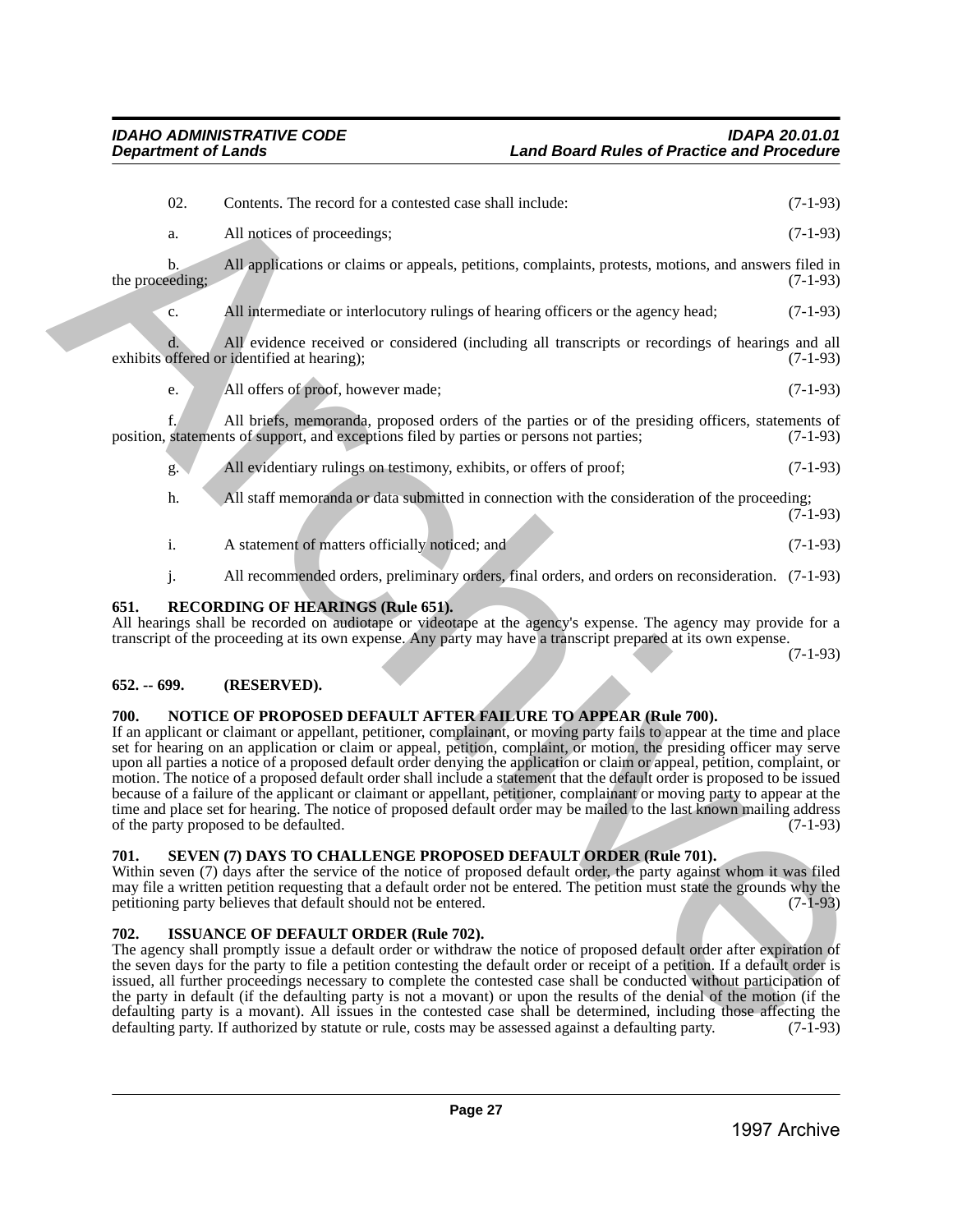02. Contents. The record for a contested case shall include: (7-1-93)

a. All notices of proceedings; (7-1-93)

b. All applications or claims or appeals, petitions, complaints, protests, motions, and answers filed in the proceeding; (7-1-93)

c. All intermediate or interlocutory rulings of hearing officers or the agency head; (7-1-93)

d. All evidence received or considered (including all transcripts or recordings of hearings and all exhibits offered or identified at hearing); (7-1-93)

e. All offers of proof, however made; (7-1-93)

f. All briefs, memoranda, proposed orders of the parties or of the presiding officers, statements of position, statements of support, and exceptions filed by parties or persons not parties; (7-1-93)

g. All evidentiary rulings on testimony, exhibits, or offers of proof; (7-1-93)

h. All staff memoranda or data submitted in connection with the consideration of the proceeding; (7-1-93)

i. A statement of matters officially noticed; and (7-1-93)

j. All recommended orders, preliminary orders, final orders, and orders on reconsideration. (7-1-93)

**651. RECORDING OF HEARINGS (Rule 651).**

All hearings shall be recorded on audiotape or videotape at the agency's expense. The agency may provide for a transcript of the proceeding at its own expense. Any party may have a transcript prepared at its own expense. (7-1-93)

**652. -- 699. (RESERVED).**

**700. NOTICE OF PROPOSED DEFAULT AFTER FAILURE TO APPEAR (Rule 700).**

If an applicant or claimant or appellant, petitioner, complainant, or moving party fails to appear at the time and place set for hearing on an application or claim or appeal, petition, complaint, or motion, the presiding officer may serve upon all parties a notice of a proposed default order denying the application or claim or appeal, petition, complaint, or motion. The notice of a proposed default order shall include a statement that the default order is proposed to be issued because of a failure of the applicant or claimant or appellant, petitioner, complainant or moving party to appear at the time and place set for hearing. The notice of proposed default order may be mailed to the last known mailing address of the party proposed to be defaulted. (7-1-93)

**701. SEVEN (7) DAYS TO CHALLENGE PROPOSED DEFAULT ORDER (Rule 701).**

Within seven (7) days after the service of the notice of proposed default order, the party against whom it was filed may file a written petition requesting that a default order not be entered. The petition must state the grounds why the petitioning party believes that default should not be entered. (7-1-93)

**702. ISSUANCE OF DEFAULT ORDER (Rule 702).**

The agency shall promptly issue a default order or withdraw the notice of proposed default order after expiration of the seven days for the party to file a petition contesting the default order or receipt of a petition. If a default order is issued, all further proceedings necessary to complete the contested case shall be conducted without participation of the party in default (if the defaulting party is not a movant) or upon the results of the denial of the motion (if the defaulting party is a movant). All issues in the contested case shall be determined, including those affecting the defaulting party. If authorized by statute or rule, costs may be assessed against a defaulting party. (7-1-93)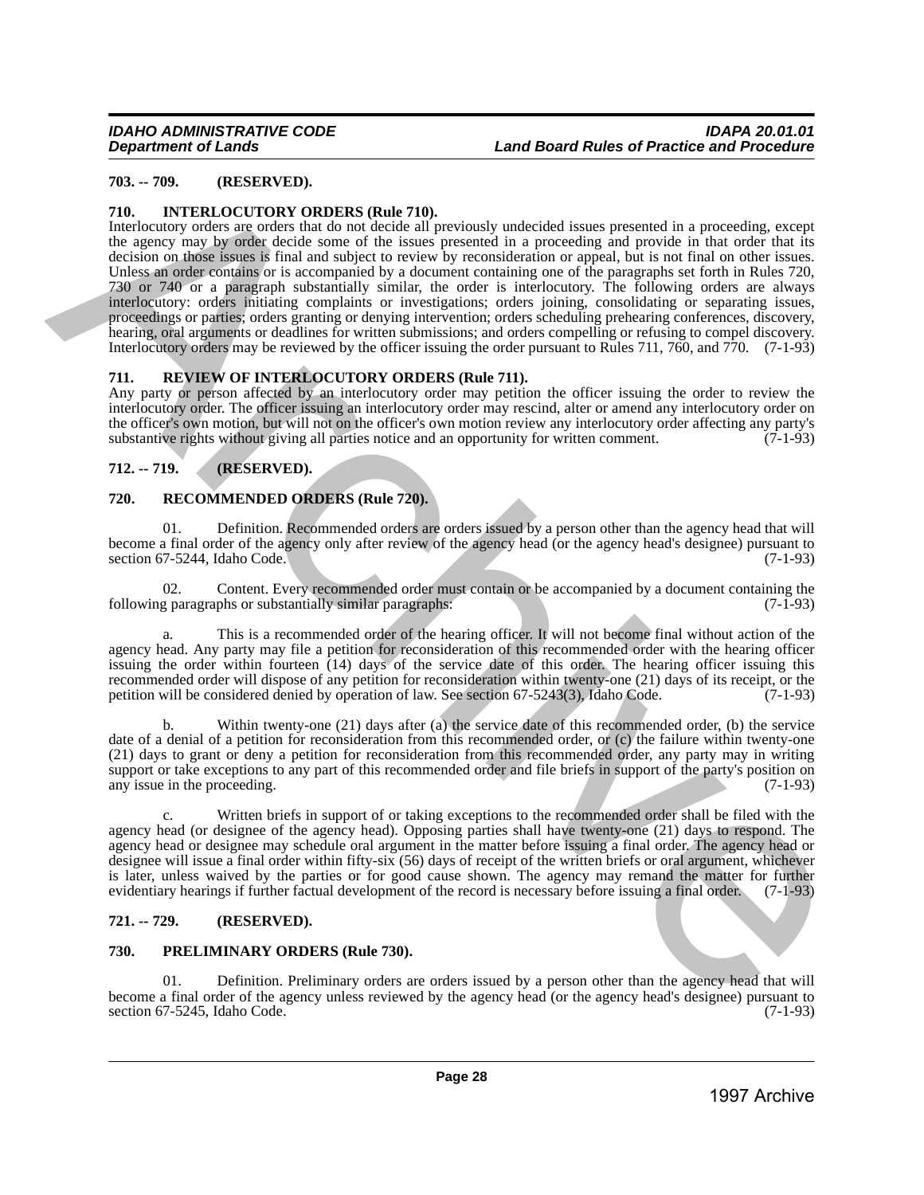### 703. -- 709. (RESERVED).

### 710. INTERLOCUTORY ORDERS (Rule 710).

Interlocutory orders are orders that do not decide all previously undecided issues presented in a proceeding, except the agency may by order decide some of the issues presented in a proceeding and provide in that order that its decision on those issues is final and subject to review by reconsideration or appeal, but is not final on other issues. Unless an order contains or is accompanied by a document containing one of the paragraphs set forth in Rules 720, 730 or 740 or a paragraph substantially similar, the order is interlocutory. The following orders are always interlocutory: orders initiating complaints or investigations; orders joining, consolidating or separating issues, proceedings or parties; orders granting or denying intervention; orders scheduling prehearing conferences, discovery, hearing, oral arguments or deadlines for written submissions; and orders compelling or refusing to compel discovery. Interlocutory orders may be reviewed by the officer issuing the order pursuant to Rules 711, 760, and 770. (7-1-93)

### 711. REVIEW OF INTERLOCUTORY ORDERS (Rule 711).

Any party or person affected by an interlocutory order may petition the officer issuing the order to review the interlocutory order. The officer issuing an interlocutory order may rescind, alter or amend any interlocutory order on the officer's own motion, but will not on the officer's own motion review any interlocutory order affecting any party's substantive rights without giving all parties notice and an opportunity for written comment. (7-1-93)

### 712. -- 719. (RESERVED).

### 720. RECOMMENDED ORDERS (Rule 720).

01. Definition. Recommended orders are orders issued by a person other than the agency head that will become a final order of the agency only after review of the agency head (or the agency head's designee) pursuant to section 67-5244, Idaho Code. (7-1-93)

02. Content. Every recommended order must contain or be accompanied by a document containing the following paragraphs or substantially similar paragraphs: (7-1-93)

a. This is a recommended order of the hearing officer. It will not become final without action of the agency head. Any party may file a petition for reconsideration of this recommended order with the hearing officer issuing the order within fourteen (14) days of the service date of this order. The hearing officer issuing this recommended order will dispose of any petition for reconsideration within twenty-one (21) days of its receipt, or the petition will be considered denied by operation of law. See section 67-5243(3), Idaho Code. (7-1-93)

b. Within twenty-one (21) days after (a) the service date of this recommended order, (b) the service date of a denial of a petition for reconsideration from this recommended order, or (c) the failure within twenty-one (21) days to grant or deny a petition for reconsideration from this recommended order, any party may in writing support or take exceptions to any part of this recommended order and file briefs in support of the party's position on any issue in the proceeding. (7-1-93)

c. Written briefs in support of or taking exceptions to the recommended order shall be filed with the agency head (or designee of the agency head). Opposing parties shall have twenty-one (21) days to respond. The agency head or designee may schedule oral argument in the matter before issuing a final order. The agency head or designee will issue a final order within fifty-six (56) days of receipt of the written briefs or oral argument, whichever is later, unless waived by the parties or for good cause shown. The agency may remand the matter for further evidentiary hearings if further factual development of the record is necessary before issuing a final order. (7-1-93)

### 721. -- 729. (RESERVED).

### 730. PRELIMINARY ORDERS (Rule 730).

01. Definition. Preliminary orders are orders issued by a person other than the agency head that will become a final order of the agency unless reviewed by the agency head (or the agency head's designee) pursuant to section 67-5245, Idaho Code. (7-1-93)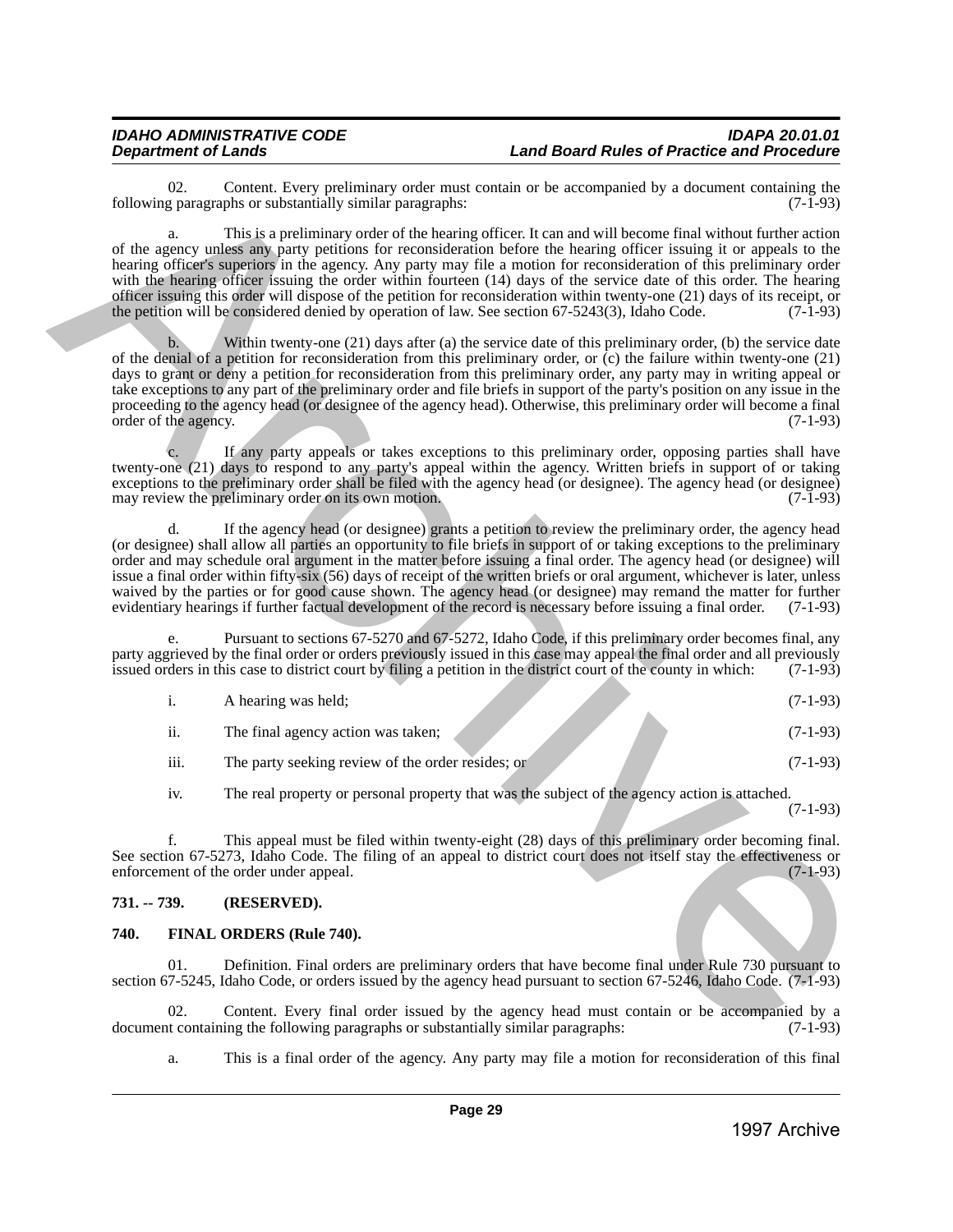02. Content. Every preliminary order must contain or be accompanied by a document containing the following paragraphs or substantially similar paragraphs: (7-1-93)

a. This is a preliminary order of the hearing officer. It can and will become final without further action of the agency unless any party petitions for reconsideration before the hearing officer issuing it or appeals to the hearing officer's superiors in the agency. Any party may file a motion for reconsideration of this preliminary order with the hearing officer issuing the order within fourteen (14) days of the service date of this order. The hearing officer issuing this order will dispose of the petition for reconsideration within twenty-one (21) days of its receipt, or the petition will be considered denied by operation of law. See section 67-5243(3), Idaho Code. (7-1-93)

b. Within twenty-one (21) days after (a) the service date of this preliminary order, (b) the service date of the denial of a petition for reconsideration from this preliminary order, or (c) the failure within twenty-one (21) days to grant or deny a petition for reconsideration from this preliminary order, any party may in writing appeal or take exceptions to any part of the preliminary order and file briefs in support of the party's position on any issue in the proceeding to the agency head (or designee of the agency head). Otherwise, this preliminary order will become a final order of the agency. (7-1-93)

c. If any party appeals or takes exceptions to this preliminary order, opposing parties shall have twenty-one (21) days to respond to any party's appeal within the agency. Written briefs in support of or taking exceptions to the preliminary order shall be filed with the agency head (or designee). The agency head (or designee) may review the preliminary order on its own motion. (7-1-93)

d. If the agency head (or designee) grants a petition to review the preliminary order, the agency head (or designee) shall allow all parties an opportunity to file briefs in support of or taking exceptions to the preliminary order and may schedule oral argument in the matter before issuing a final order. The agency head (or designee) will issue a final order within fifty-six (56) days of receipt of the written briefs or oral argument, whichever is later, unless waived by the parties or for good cause shown. The agency head (or designee) may remand the matter for further evidentiary hearings if further factual development of the record is necessary before issuing a final order. (7-1-93)

e. Pursuant to sections 67-5270 and 67-5272, Idaho Code, if this preliminary order becomes final, any party aggrieved by the final order or orders previously issued in this case may appeal the final order and all previously issued orders in this case to district court by filing a petition in the district court of the county in which: (7-1-93)

i. A hearing was held; (7-1-93)

ii. The final agency action was taken; (7-1-93)

iii. The party seeking review of the order resides; or (7-1-93)

iv. The real property or personal property that was the subject of the agency action is attached. (7-1-93)

f. This appeal must be filed within twenty-eight (28) days of this preliminary order becoming final. See section 67-5273, Idaho Code. The filing of an appeal to district court does not itself stay the effectiveness or enforcement of the order under appeal. (7-1-93)

## 731. -- 739. (RESERVED).

## 740. FINAL ORDERS (Rule 740).

01. Definition. Final orders are preliminary orders that have become final under Rule 730 pursuant to section 67-5245, Idaho Code, or orders issued by the agency head pursuant to section 67-5246, Idaho Code. (7-1-93)

02. Content. Every final order issued by the agency head must contain or be accompanied by a document containing the following paragraphs or substantially similar paragraphs: (7-1-93)

a. This is a final order of the agency. Any party may file a motion for reconsideration of this final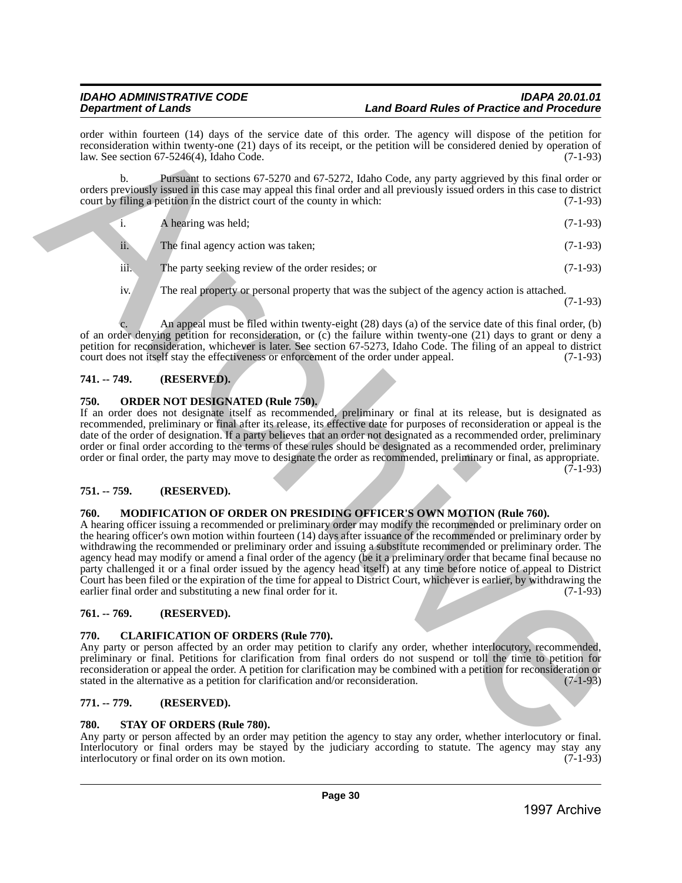order within fourteen (14) days of the service date of this order. The agency will dispose of the petition for reconsideration within twenty-one (21) days of its receipt, or the petition will be considered denied by operation of law. See section 67-5246(4), Idaho Code. (7-1-93)

b. Pursuant to sections 67-5270 and 67-5272, Idaho Code, any party aggrieved by this final order or orders previously issued in this case may appeal this final order and all previously issued orders in this case to district court by filing a petition in the district court of the county in which: (7-1-93)

i. A hearing was held; (7-1-93)

ii. The final agency action was taken; (7-1-93)

iii. The party seeking review of the order resides; or (7-1-93)

iv. The real property or personal property that was the subject of the agency action is attached. (7-1-93)

c. An appeal must be filed within twenty-eight (28) days (a) of the service date of this final order, (b) of an order denying petition for reconsideration, or (c) the failure within twenty-one (21) days to grant or deny a petition for reconsideration, whichever is later. See section 67-5273, Idaho Code. The filing of an appeal to district court does not itself stay the effectiveness or enforcement of the order under appeal. (7-1-93)

### 741. -- 749. (RESERVED).

### 750. ORDER NOT DESIGNATED (Rule 750).

If an order does not designate itself as recommended, preliminary or final at its release, but is designated as recommended, preliminary or final after its release, its effective date for purposes of reconsideration or appeal is the date of the order of designation. If a party believes that an order not designated as a recommended order, preliminary order or final order according to the terms of these rules should be designated as a recommended order, preliminary order or final order, the party may move to designate the order as recommended, preliminary or final, as appropriate. (7-1-93)

### 751. -- 759. (RESERVED).

### 760. MODIFICATION OF ORDER ON PRESIDING OFFICER'S OWN MOTION (Rule 760).

A hearing officer issuing a recommended or preliminary order may modify the recommended or preliminary order on the hearing officer's own motion within fourteen (14) days after issuance of the recommended or preliminary order by withdrawing the recommended or preliminary order and issuing a substitute recommended or preliminary order. The agency head may modify or amend a final order of the agency (be it a preliminary order that became final because no party challenged it or a final order issued by the agency head itself) at any time before notice of appeal to District Court has been filed or the expiration of the time for appeal to District Court, whichever is earlier, by withdrawing the earlier final order and substituting a new final order for it. (7-1-93)

### 761. -- 769. (RESERVED).

### 770. CLARIFICATION OF ORDERS (Rule 770).

Any party or person affected by an order may petition to clarify any order, whether interlocutory, recommended, preliminary or final. Petitions for clarification from final orders do not suspend or toll the time to petition for reconsideration or appeal the order. A petition for clarification may be combined with a petition for reconsideration or stated in the alternative as a petition for clarification and/or reconsideration. (7-1-93)

### 771. -- 779. (RESERVED).

### 780. STAY OF ORDERS (Rule 780).

Any party or person affected by an order may petition the agency to stay any order, whether interlocutory or final. Interlocutory or final orders may be stayed by the judiciary according to statute. The agency may stay any interlocutory or final order on its own motion. (7-1-93)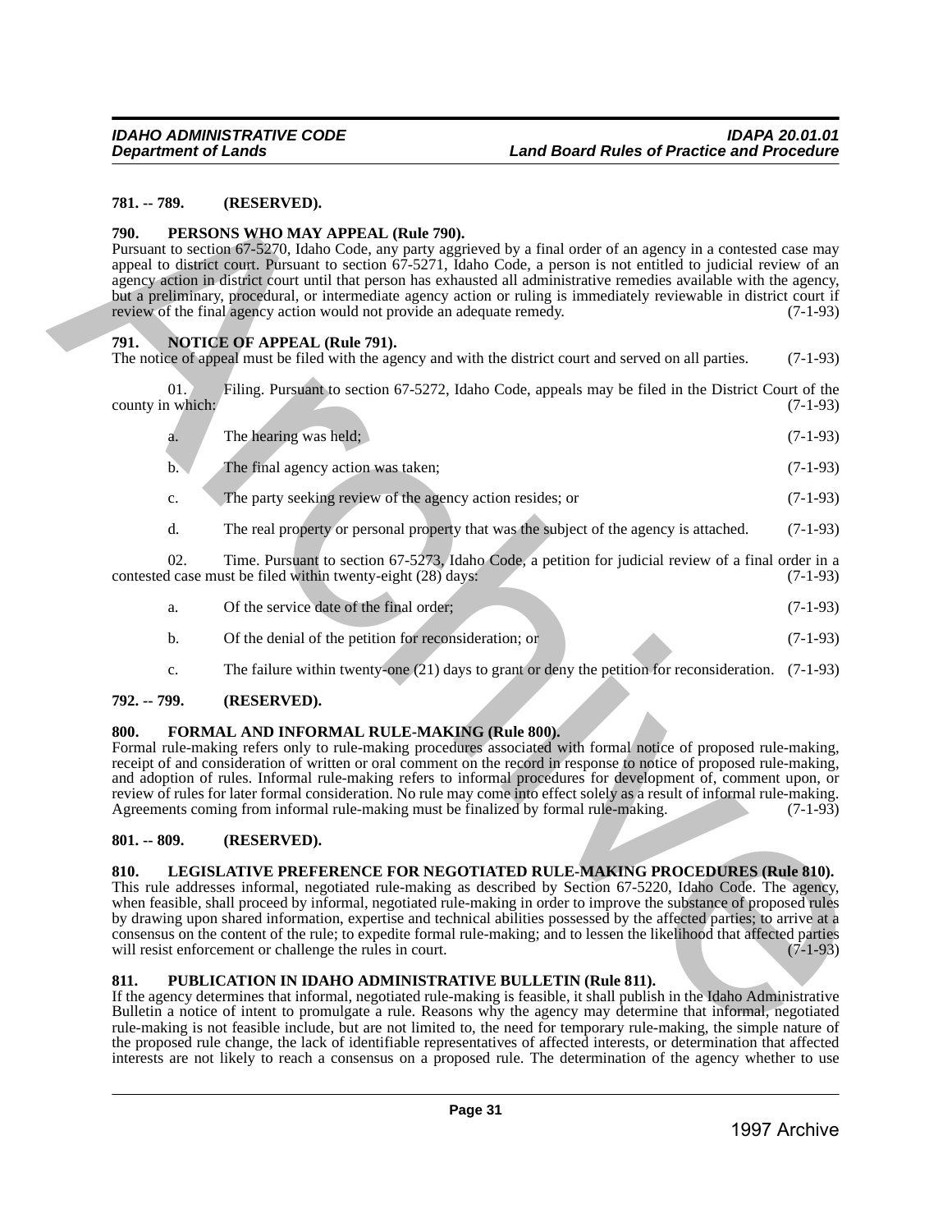**781. -- 789. (RESERVED).**

**790. PERSONS WHO MAY APPEAL (Rule 790).**

Pursuant to section 67-5270, Idaho Code, any party aggrieved by a final order of an agency in a contested case may appeal to district court. Pursuant to section 67-5271, Idaho Code, a person is not entitled to judicial review of an agency action in district court until that person has exhausted all administrative remedies available with the agency, but a preliminary, procedural, or intermediate agency action or ruling is immediately reviewable in district court if review of the final agency action would not provide an adequate remedy. (7-1-93)

**791. NOTICE OF APPEAL (Rule 791).**

The notice of appeal must be filed with the agency and with the district court and served on all parties. (7-1-93)

01. Filing. Pursuant to section 67-5272, Idaho Code, appeals may be filed in the District Court of the county in which: (7-1-93)

a. The hearing was held; (7-1-93)

b. The final agency action was taken; (7-1-93)

c. The party seeking review of the agency action resides; or (7-1-93)

d. The real property or personal property that was the subject of the agency is attached. (7-1-93)

02. Time. Pursuant to section 67-5273, Idaho Code, a petition for judicial review of a final order in a contested case must be filed within twenty-eight (28) days: (7-1-93)

a. Of the service date of the final order; (7-1-93)

b. Of the denial of the petition for reconsideration; or (7-1-93)

c. The failure within twenty-one (21) days to grant or deny the petition for reconsideration. (7-1-93)

**792. -- 799. (RESERVED).**

**800. FORMAL AND INFORMAL RULE-MAKING (Rule 800).**

Formal rule-making refers only to rule-making procedures associated with formal notice of proposed rule-making, receipt of and consideration of written or oral comment on the record in response to notice of proposed rule-making, and adoption of rules. Informal rule-making refers to informal procedures for development of, comment upon, or review of rules for later formal consideration. No rule may come into effect solely as a result of informal rule-making. Agreements coming from informal rule-making must be finalized by formal rule-making. (7-1-93)

**801. -- 809. (RESERVED).**

**810. LEGISLATIVE PREFERENCE FOR NEGOTIATED RULE-MAKING PROCEDURES (Rule 810).**

This rule addresses informal, negotiated rule-making as described by Section 67-5220, Idaho Code. The agency, when feasible, shall proceed by informal, negotiated rule-making in order to improve the substance of proposed rules by drawing upon shared information, expertise and technical abilities possessed by the affected parties; to arrive at a consensus on the content of the rule; to expedite formal rule-making; and to lessen the likelihood that affected parties will resist enforcement or challenge the rules in court. (7-1-93)

**811. PUBLICATION IN IDAHO ADMINISTRATIVE BULLETIN (Rule 811).**

If the agency determines that informal, negotiated rule-making is feasible, it shall publish in the Idaho Administrative Bulletin a notice of intent to promulgate a rule. Reasons why the agency may determine that informal, negotiated rule-making is not feasible include, but are not limited to, the need for temporary rule-making, the simple nature of the proposed rule change, the lack of identifiable representatives of affected interests, or determination that affected interests are not likely to reach a consensus on a proposed rule. The determination of the agency whether to use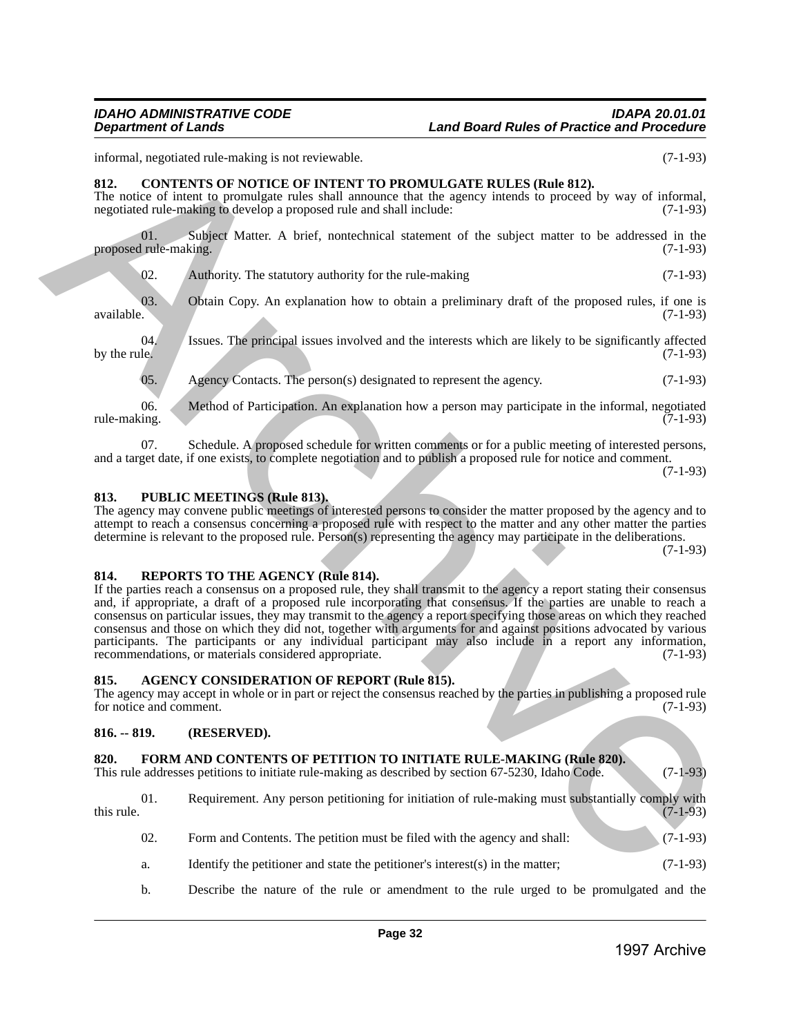informal, negotiated rule-making is not reviewable. (7-1-93)

**812. CONTENTS OF NOTICE OF INTENT TO PROMULGATE RULES (Rule 812).**
The notice of intent to promulgate rules shall announce that the agency intends to proceed by way of informal, negotiated rule-making to develop a proposed rule and shall include: (7-1-93)

01. Subject Matter. A brief, nontechnical statement of the subject matter to be addressed in the proposed rule-making. (7-1-93)

02. Authority. The statutory authority for the rule-making (7-1-93)

03. Obtain Copy. An explanation how to obtain a preliminary draft of the proposed rules, if one is available. (7-1-93)

04. Issues. The principal issues involved and the interests which are likely to be significantly affected by the rule. (7-1-93)

05. Agency Contacts. The person(s) designated to represent the agency. (7-1-93)

06. Method of Participation. An explanation how a person may participate in the informal, negotiated rule-making. (7-1-93)

07. Schedule. A proposed schedule for written comments or for a public meeting of interested persons, and a target date, if one exists, to complete negotiation and to publish a proposed rule for notice and comment. (7-1-93)

**813. PUBLIC MEETINGS (Rule 813).**
The agency may convene public meetings of interested persons to consider the matter proposed by the agency and to attempt to reach a consensus concerning a proposed rule with respect to the matter and any other matter the parties determine is relevant to the proposed rule. Person(s) representing the agency may participate in the deliberations. (7-1-93)

**814. REPORTS TO THE AGENCY (Rule 814).**
If the parties reach a consensus on a proposed rule, they shall transmit to the agency a report stating their consensus and, if appropriate, a draft of a proposed rule incorporating that consensus. If the parties are unable to reach a consensus on particular issues, they may transmit to the agency a report specifying those areas on which they reached consensus and those on which they did not, together with arguments for and against positions advocated by various participants. The participants or any individual participant may also include in a report any information, recommendations, or materials considered appropriate. (7-1-93)

**815. AGENCY CONSIDERATION OF REPORT (Rule 815).**
The agency may accept in whole or in part or reject the consensus reached by the parties in publishing a proposed rule for notice and comment. (7-1-93)

**816. -- 819. (RESERVED).**

**820. FORM AND CONTENTS OF PETITION TO INITIATE RULE-MAKING (Rule 820).**
This rule addresses petitions to initiate rule-making as described by section 67-5230, Idaho Code. (7-1-93)

01. Requirement. Any person petitioning for initiation of rule-making must substantially comply with this rule. (7-1-93)

02. Form and Contents. The petition must be filed with the agency and shall: (7-1-93)

a. Identify the petitioner and state the petitioner's interest(s) in the matter; (7-1-93)

b. Describe the nature of the rule or amendment to the rule urged to be promulgated and the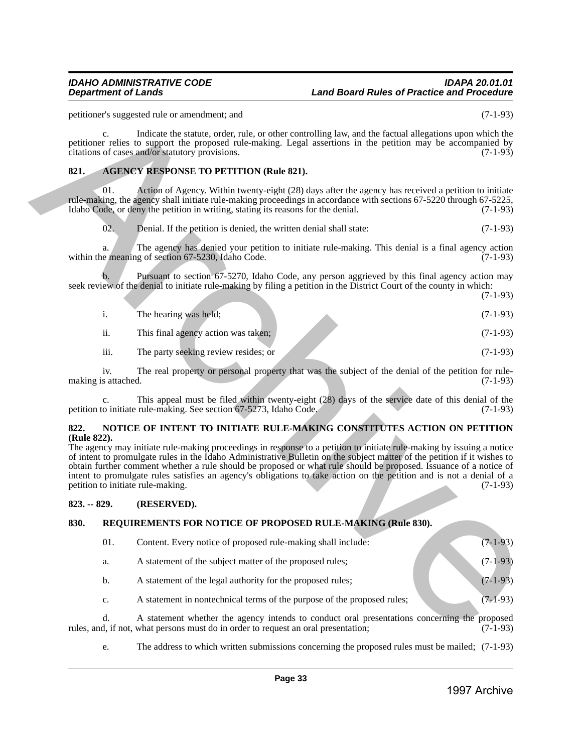petitioner's suggested rule or amendment; and (7-1-93)

c. Indicate the statute, order, rule, or other controlling law, and the factual allegations upon which the petitioner relies to support the proposed rule-making. Legal assertions in the petition may be accompanied by citations of cases and/or statutory provisions. (7-1-93)

## 821. AGENCY RESPONSE TO PETITION (Rule 821).

01. Action of Agency. Within twenty-eight (28) days after the agency has received a petition to initiate rule-making, the agency shall initiate rule-making proceedings in accordance with sections 67-5220 through 67-5225, Idaho Code, or deny the petition in writing, stating its reasons for the denial. (7-1-93)

02. Denial. If the petition is denied, the written denial shall state: (7-1-93)

a. The agency has denied your petition to initiate rule-making. This denial is a final agency action within the meaning of section 67-5230, Idaho Code. (7-1-93)

b. Pursuant to section 67-5270, Idaho Code, any person aggrieved by this final agency action may seek review of the denial to initiate rule-making by filing a petition in the District Court of the county in which: (7-1-93)

i. The hearing was held; (7-1-93)

ii. This final agency action was taken; (7-1-93)

iii. The party seeking review resides; or (7-1-93)

iv. The real property or personal property that was the subject of the denial of the petition for rule-making is attached. (7-1-93)

c. This appeal must be filed within twenty-eight (28) days of the service date of this denial of the petition to initiate rule-making. See section 67-5273, Idaho Code. (7-1-93)

## 822. NOTICE OF INTENT TO INITIATE RULE-MAKING CONSTITUTES ACTION ON PETITION (Rule 822).

The agency may initiate rule-making proceedings in response to a petition to initiate rule-making by issuing a notice of intent to promulgate rules in the Idaho Administrative Bulletin on the subject matter of the petition if it wishes to obtain further comment whether a rule should be proposed or what rule should be proposed. Issuance of a notice of intent to promulgate rules satisfies an agency's obligations to take action on the petition and is not a denial of a petition to initiate rule-making. (7-1-93)

## 823. -- 829. (RESERVED).

## 830. REQUIREMENTS FOR NOTICE OF PROPOSED RULE-MAKING (Rule 830).

01. Content. Every notice of proposed rule-making shall include: (7-1-93)

a. A statement of the subject matter of the proposed rules; (7-1-93)

b. A statement of the legal authority for the proposed rules; (7-1-93)

c. A statement in nontechnical terms of the purpose of the proposed rules; (7-1-93)

d. A statement whether the agency intends to conduct oral presentations concerning the proposed rules, and, if not, what persons must do in order to request an oral presentation; (7-1-93)

e. The address to which written submissions concerning the proposed rules must be mailed; (7-1-93)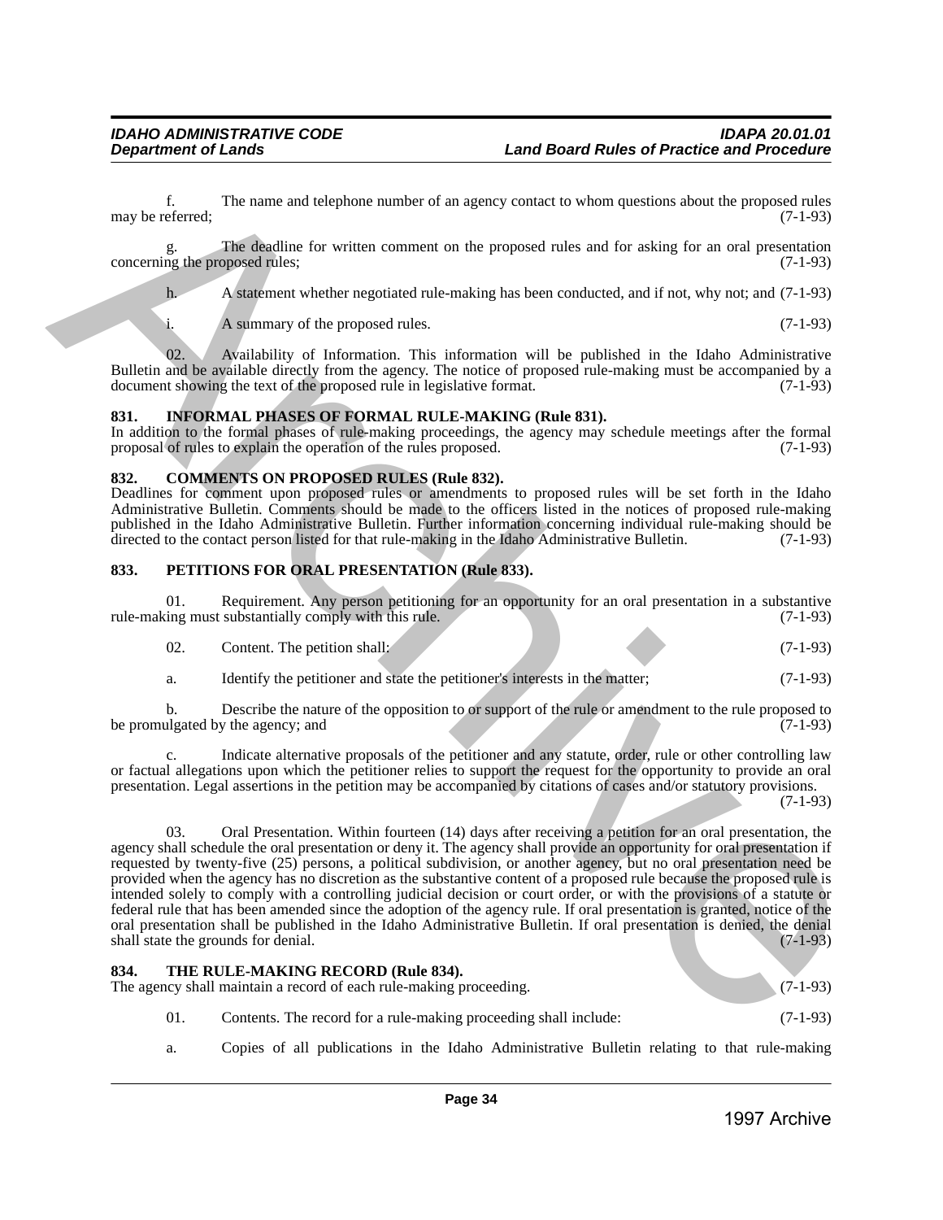f. The name and telephone number of an agency contact to whom questions about the proposed rules may be referred; (7-1-93)

g. The deadline for written comment on the proposed rules and for asking for an oral presentation concerning the proposed rules; (7-1-93)

h. A statement whether negotiated rule-making has been conducted, and if not, why not; and (7-1-93)

i. A summary of the proposed rules. (7-1-93)

02. Availability of Information. This information will be published in the Idaho Administrative Bulletin and be available directly from the agency. The notice of proposed rule-making must be accompanied by a document showing the text of the proposed rule in legislative format. (7-1-93)

### 831. INFORMAL PHASES OF FORMAL RULE-MAKING (Rule 831).

In addition to the formal phases of rule-making proceedings, the agency may schedule meetings after the formal proposal of rules to explain the operation of the rules proposed. (7-1-93)

### 832. COMMENTS ON PROPOSED RULES (Rule 832).

Deadlines for comment upon proposed rules or amendments to proposed rules will be set forth in the Idaho Administrative Bulletin. Comments should be made to the officers listed in the notices of proposed rule-making published in the Idaho Administrative Bulletin. Further information concerning individual rule-making should be directed to the contact person listed for that rule-making in the Idaho Administrative Bulletin. (7-1-93)

### 833. PETITIONS FOR ORAL PRESENTATION (Rule 833).

01. Requirement. Any person petitioning for an opportunity for an oral presentation in a substantive rule-making must substantially comply with this rule. (7-1-93)

02. Content. The petition shall: (7-1-93)

a. Identify the petitioner and state the petitioner's interests in the matter; (7-1-93)

b. Describe the nature of the opposition to or support of the rule or amendment to the rule proposed to be promulgated by the agency; and (7-1-93)

c. Indicate alternative proposals of the petitioner and any statute, order, rule or other controlling law or factual allegations upon which the petitioner relies to support the request for the opportunity to provide an oral presentation. Legal assertions in the petition may be accompanied by citations of cases and/or statutory provisions. (7-1-93)

03. Oral Presentation. Within fourteen (14) days after receiving a petition for an oral presentation, the agency shall schedule the oral presentation or deny it. The agency shall provide an opportunity for oral presentation if requested by twenty-five (25) persons, a political subdivision, or another agency, but no oral presentation need be provided when the agency has no discretion as the substantive content of a proposed rule because the proposed rule is intended solely to comply with a controlling judicial decision or court order, or with the provisions of a statute or federal rule that has been amended since the adoption of the agency rule. If oral presentation is granted, notice of the oral presentation shall be published in the Idaho Administrative Bulletin. If oral presentation is denied, the denial shall state the grounds for denial. (7-1-93)

### 834. THE RULE-MAKING RECORD (Rule 834).

The agency shall maintain a record of each rule-making proceeding. (7-1-93)

01. Contents. The record for a rule-making proceeding shall include: (7-1-93)

a. Copies of all publications in the Idaho Administrative Bulletin relating to that rule-making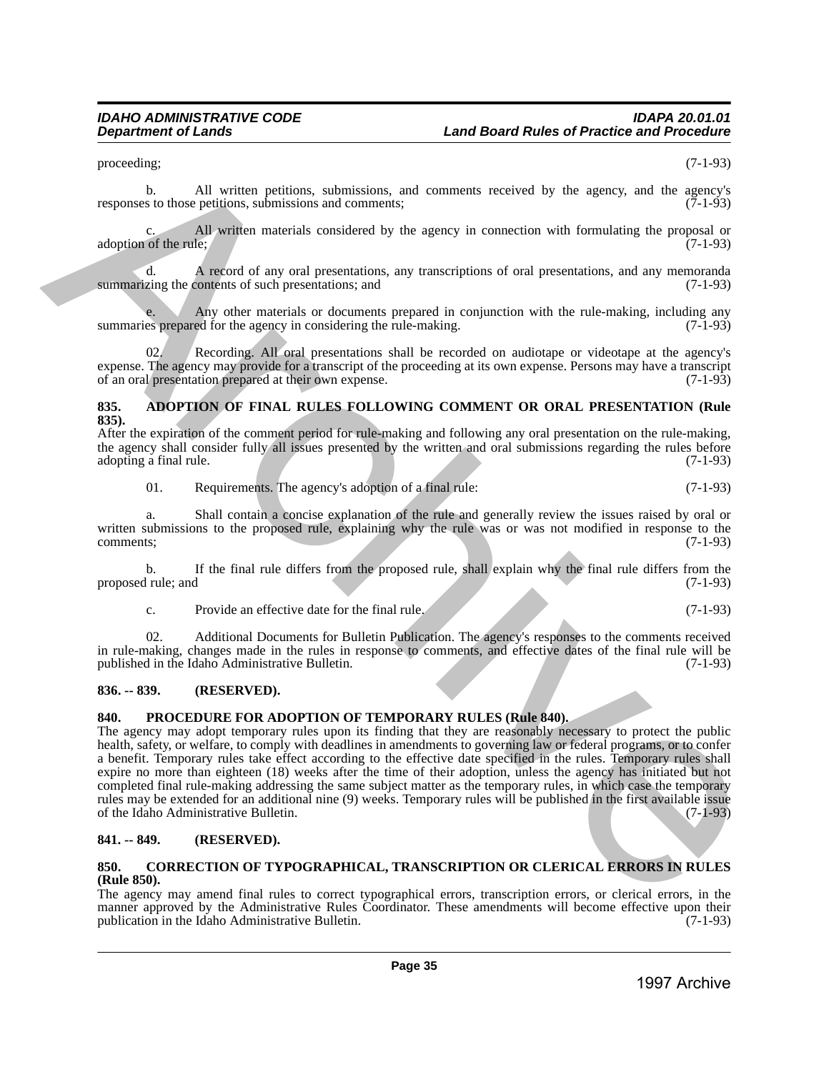proceeding; (7-1-93)

b. All written petitions, submissions, and comments received by the agency, and the agency's responses to those petitions, submissions and comments; (7-1-93)

c. All written materials considered by the agency in connection with formulating the proposal or adoption of the rule; (7-1-93)

d. A record of any oral presentations, any transcriptions of oral presentations, and any memoranda summarizing the contents of such presentations; and (7-1-93)

e. Any other materials or documents prepared in conjunction with the rule-making, including any summaries prepared for the agency in considering the rule-making. (7-1-93)

02. Recording. All oral presentations shall be recorded on audiotape or videotape at the agency's expense. The agency may provide for a transcript of the proceeding at its own expense. Persons may have a transcript of an oral presentation prepared at their own expense. (7-1-93)

### 835. ADOPTION OF FINAL RULES FOLLOWING COMMENT OR ORAL PRESENTATION (Rule 835).

After the expiration of the comment period for rule-making and following any oral presentation on the rule-making, the agency shall consider fully all issues presented by the written and oral submissions regarding the rules before adopting a final rule. (7-1-93)

01. Requirements. The agency's adoption of a final rule: (7-1-93)

a. Shall contain a concise explanation of the rule and generally review the issues raised by oral or written submissions to the proposed rule, explaining why the rule was or was not modified in response to the comments; (7-1-93)

b. If the final rule differs from the proposed rule, shall explain why the final rule differs from the proposed rule; and (7-1-93)

c. Provide an effective date for the final rule. (7-1-93)

02. Additional Documents for Bulletin Publication. The agency's responses to the comments received in rule-making, changes made in the rules in response to comments, and effective dates of the final rule will be published in the Idaho Administrative Bulletin. (7-1-93)

### 836. -- 839. (RESERVED).

### 840. PROCEDURE FOR ADOPTION OF TEMPORARY RULES (Rule 840).

The agency may adopt temporary rules upon its finding that they are reasonably necessary to protect the public health, safety, or welfare, to comply with deadlines in amendments to governing law or federal programs, or to confer a benefit. Temporary rules take effect according to the effective date specified in the rules. Temporary rules shall expire no more than eighteen (18) weeks after the time of their adoption, unless the agency has initiated but not completed final rule-making addressing the same subject matter as the temporary rules, in which case the temporary rules may be extended for an additional nine (9) weeks. Temporary rules will be published in the first available issue of the Idaho Administrative Bulletin. (7-1-93)

### 841. -- 849. (RESERVED).

### 850. CORRECTION OF TYPOGRAPHICAL, TRANSCRIPTION OR CLERICAL ERRORS IN RULES (Rule 850).

The agency may amend final rules to correct typographical errors, transcription errors, or clerical errors, in the manner approved by the Administrative Rules Coordinator. These amendments will become effective upon their publication in the Idaho Administrative Bulletin. (7-1-93)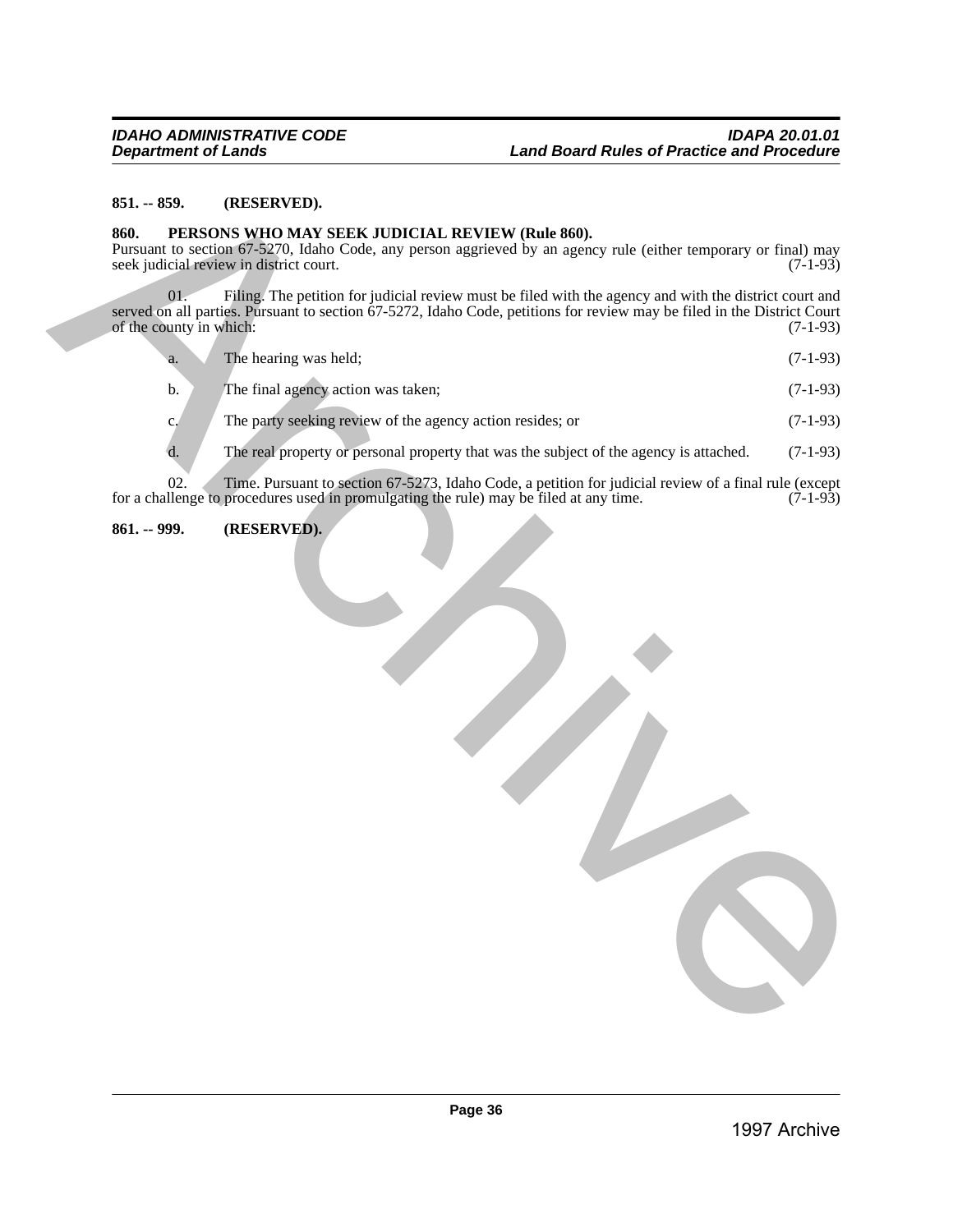**851. -- 859. (RESERVED).**

**860. PERSONS WHO MAY SEEK JUDICIAL REVIEW (Rule 860).**

Pursuant to section 67-5270, Idaho Code, any person aggrieved by an agency rule (either temporary or final) may seek judicial review in district court. (7-1-93)

01. Filing. The petition for judicial review must be filed with the agency and with the district court and served on all parties. Pursuant to section 67-5272, Idaho Code, petitions for review may be filed in the District Court of the county in which: (7-1-93)

a. The hearing was held; (7-1-93)

b. The final agency action was taken; (7-1-93)

c. The party seeking review of the agency action resides; or (7-1-93)

d. The real property or personal property that was the subject of the agency is attached. (7-1-93)

02. Time. Pursuant to section 67-5273, Idaho Code, a petition for judicial review of a final rule (except for a challenge to procedures used in promulgating the rule) may be filed at any time. (7-1-93)

**861. -- 999. (RESERVED).**